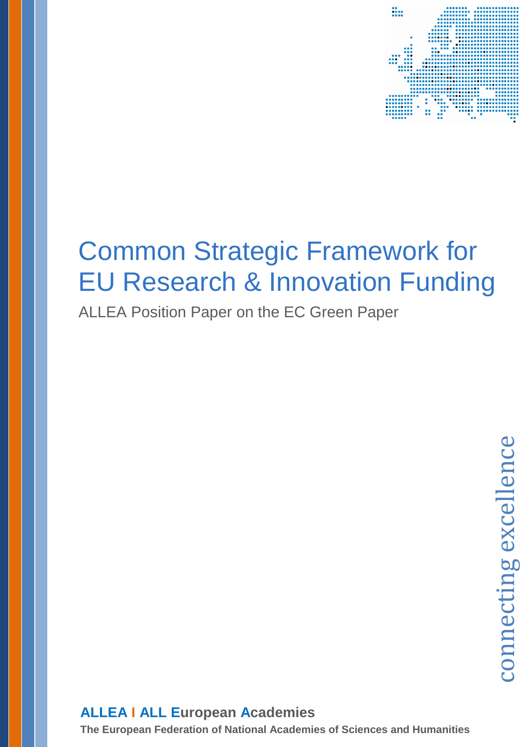# Common Strategic Framework for EU Research & Innovation Funding

ALLEA Position Paper on the EC Green Paper

connecting excellence

**ALLEA I ALL European Academies**

**The European Federation of National Academies of Sciences and Humanities**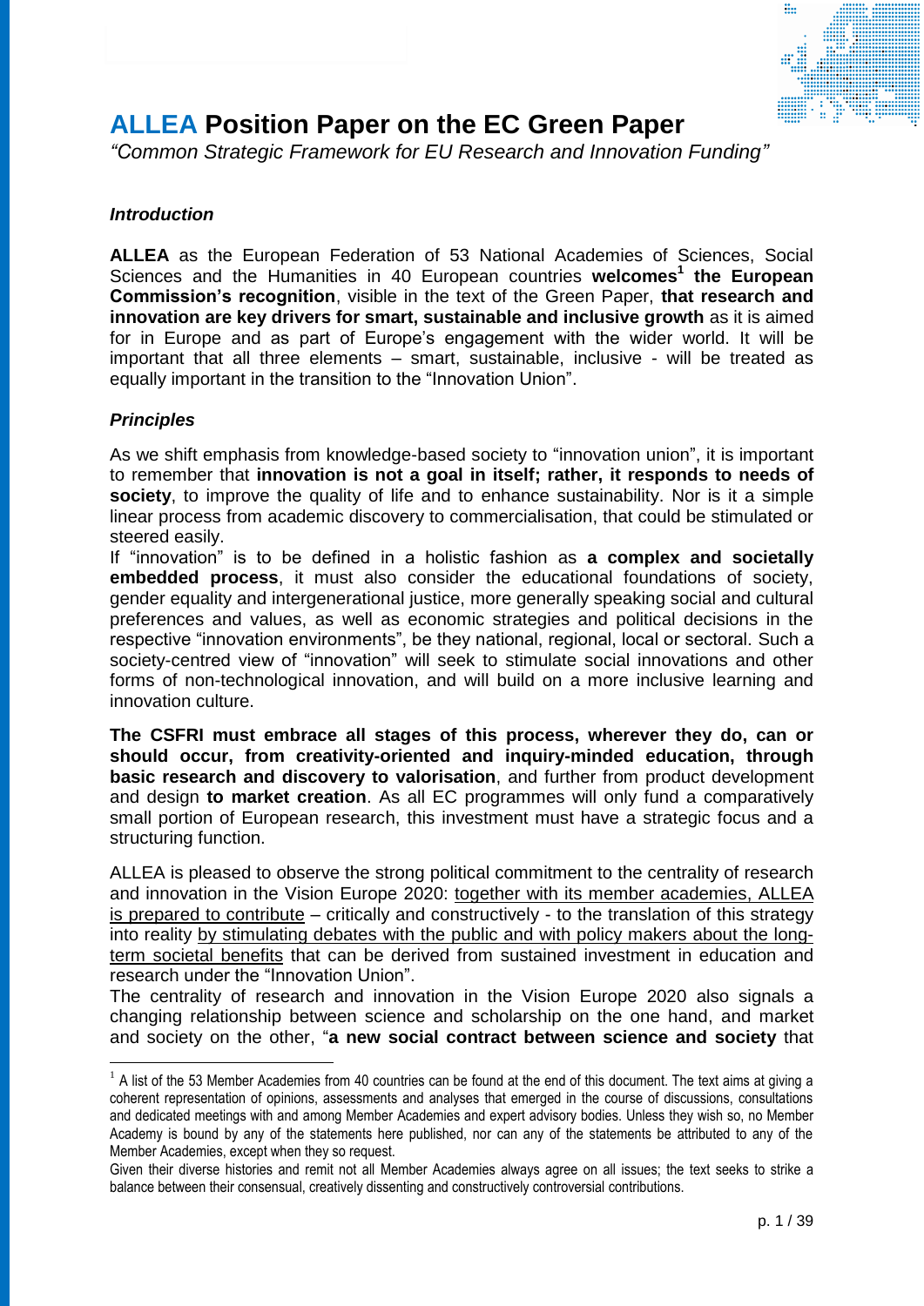# **ALLEA** Position Paper on the EC Green Paper

*"Common Strategic Framework for EU Research and Innovation Funding"*

### ***Introduction***

**ALLEA** as the European Federation of 53 National Academies of Sciences, Social Sciences and the Humanities in 40 European countries **welcomes**[1] **the European Commission's recognition**, visible in the text of the Green Paper, **that research and innovation are key drivers for smart, sustainable and inclusive growth** as it is aimed for in Europe and as part of Europe's engagement with the wider world. It will be important that all three elements – smart, sustainable, inclusive - will be treated as equally important in the transition to the "Innovation Union".

### ***Principles***

As we shift emphasis from knowledge-based society to "innovation union", it is important to remember that **innovation is not a goal in itself; rather, it responds to needs of society**, to improve the quality of life and to enhance sustainability. Nor is it a simple linear process from academic discovery to commercialisation, that could be stimulated or steered easily.

If "innovation" is to be defined in a holistic fashion as **a complex and societally embedded process**, it must also consider the educational foundations of society, gender equality and intergenerational justice, more generally speaking social and cultural preferences and values, as well as economic strategies and political decisions in the respective "innovation environments", be they national, regional, local or sectoral. Such a society-centred view of "innovation" will seek to stimulate social innovations and other forms of non-technological innovation, and will build on a more inclusive learning and innovation culture.

**The CSFRI must embrace all stages of this process, wherever they do, can or should occur, from creativity-oriented and inquiry-minded education, through basic research and discovery to valorisation**, and further from product development and design **to market creation**. As all EC programmes will only fund a comparatively small portion of European research, this investment must have a strategic focus and a structuring function.

ALLEA is pleased to observe the strong political commitment to the centrality of research and innovation in the Vision Europe 2020: together with its member academies, ALLEA is prepared to contribute – critically and constructively - to the translation of this strategy into reality by stimulating debates with the public and with policy makers about the long-term societal benefits that can be derived from sustained investment in education and research under the "Innovation Union".

The centrality of research and innovation in the Vision Europe 2020 also signals a changing relationship between science and scholarship on the one hand, and market and society on the other, "**a new social contract between science and society** that

---

[1] A list of the 53 Member Academies from 40 countries can be found at the end of this document. The text aims at giving a coherent representation of opinions, assessments and analyses that emerged in the course of discussions, consultations and dedicated meetings with and among Member Academies and expert advisory bodies. Unless they wish so, no Member Academy is bound by any of the statements here published, nor can any of the statements be attributed to any of the Member Academies, except when they so request.

Given their diverse histories and remit not all Member Academies always agree on all issues; the text seeks to strike a balance between their consensual, creatively dissenting and constructively controversial contributions.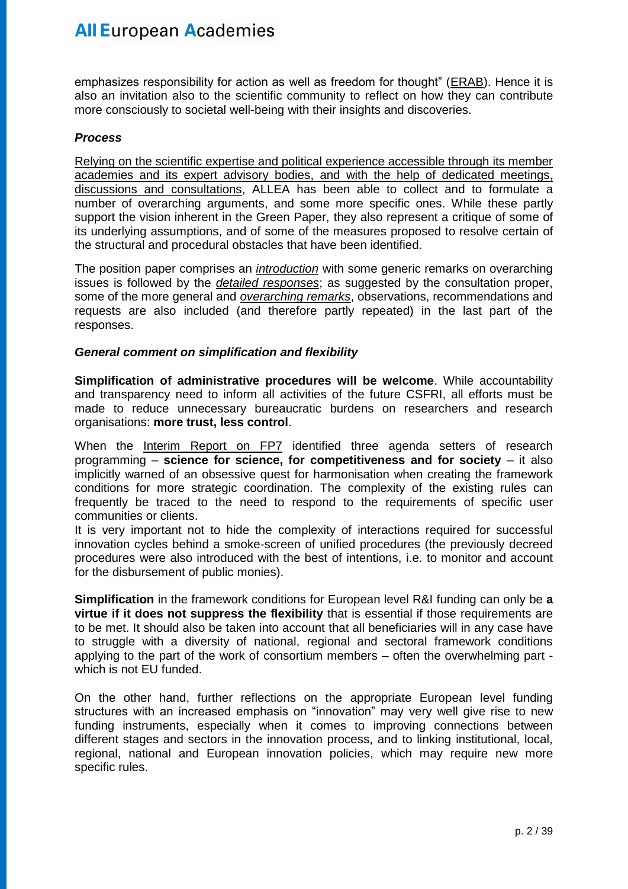emphasizes responsibility for action as well as freedom for thought" (ERAB). Hence it is also an invitation also to the scientific community to reflect on how they can contribute more consciously to societal well-being with their insights and discoveries.

***Process***

Relying on the scientific expertise and political experience accessible through its member academies and its expert advisory bodies, and with the help of dedicated meetings, discussions and consultations, ALLEA has been able to collect and to formulate a number of overarching arguments, and some more specific ones. While these partly support the vision inherent in the Green Paper, they also represent a critique of some of its underlying assumptions, and of some of the measures proposed to resolve certain of the structural and procedural obstacles that have been identified.

The position paper comprises an *introduction* with some generic remarks on overarching issues is followed by the *detailed responses*; as suggested by the consultation proper, some of the more general and *overarching remarks*, observations, recommendations and requests are also included (and therefore partly repeated) in the last part of the responses.

***General comment on simplification and flexibility***

**Simplification of administrative procedures will be welcome**. While accountability and transparency need to inform all activities of the future CSFRI, all efforts must be made to reduce unnecessary bureaucratic burdens on researchers and research organisations: **more trust, less control**.

When the Interim Report on FP7 identified three agenda setters of research programming – **science for science, for competitiveness and for society** – it also implicitly warned of an obsessive quest for harmonisation when creating the framework conditions for more strategic coordination. The complexity of the existing rules can frequently be traced to the need to respond to the requirements of specific user communities or clients.
It is very important not to hide the complexity of interactions required for successful innovation cycles behind a smoke-screen of unified procedures (the previously decreed procedures were also introduced with the best of intentions, i.e. to monitor and account for the disbursement of public monies).

**Simplification** in the framework conditions for European level R&I funding can only be **a virtue if it does not suppress the flexibility** that is essential if those requirements are to be met. It should also be taken into account that all beneficiaries will in any case have to struggle with a diversity of national, regional and sectoral framework conditions applying to the part of the work of consortium members – often the overwhelming part - which is not EU funded.

On the other hand, further reflections on the appropriate European level funding structures with an increased emphasis on "innovation" may very well give rise to new funding instruments, especially when it comes to improving connections between different stages and sectors in the innovation process, and to linking institutional, local, regional, national and European innovation policies, which may require new more specific rules.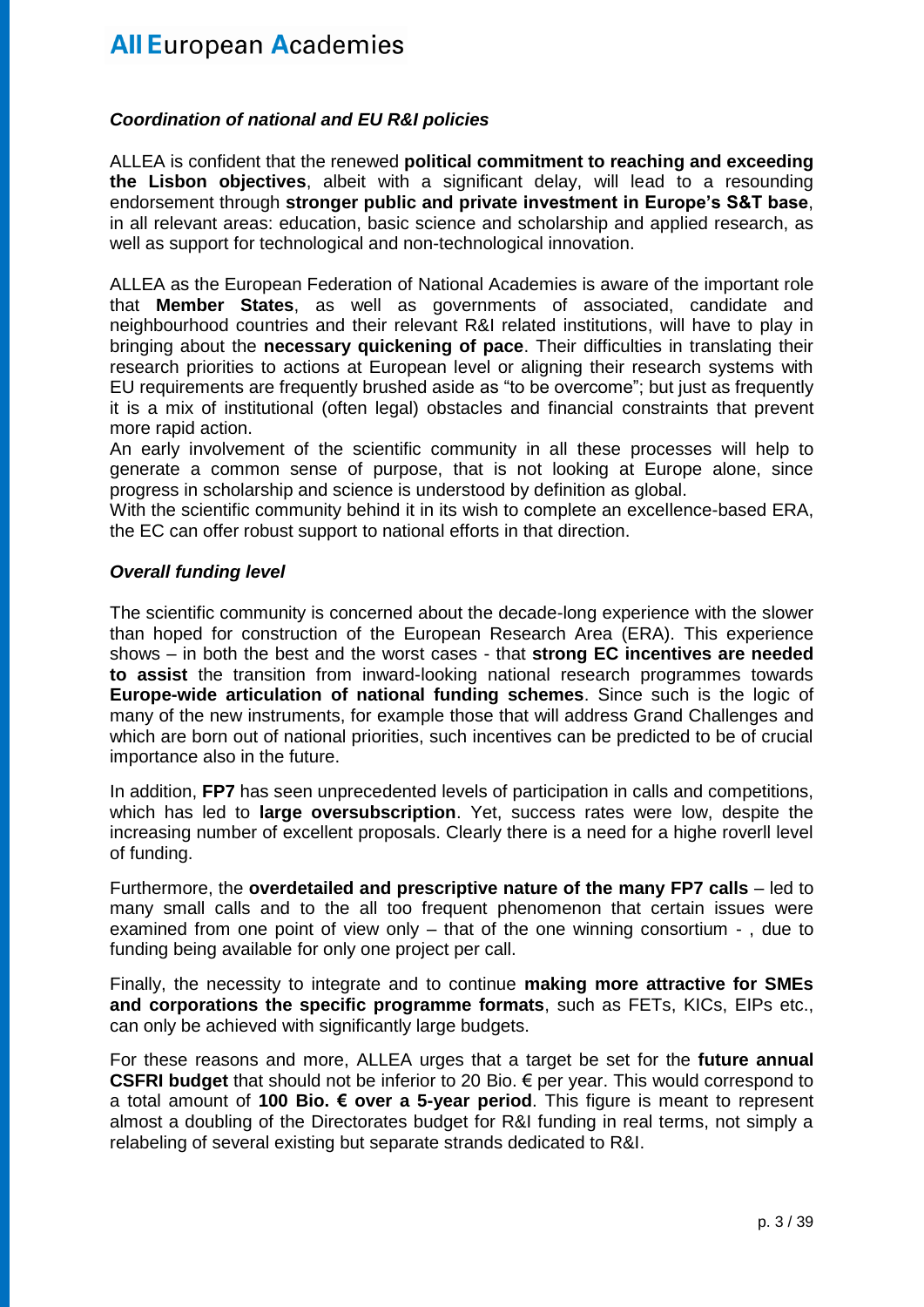### *Coordination of national and EU R&I policies*

ALLEA is confident that the renewed **political commitment to reaching and exceeding the Lisbon objectives**, albeit with a significant delay, will lead to a resounding endorsement through **stronger public and private investment in Europe's S&T base**, in all relevant areas: education, basic science and scholarship and applied research, as well as support for technological and non-technological innovation.

ALLEA as the European Federation of National Academies is aware of the important role that **Member States**, as well as governments of associated, candidate and neighbourhood countries and their relevant R&I related institutions, will have to play in bringing about the **necessary quickening of pace**. Their difficulties in translating their research priorities to actions at European level or aligning their research systems with EU requirements are frequently brushed aside as "to be overcome"; but just as frequently it is a mix of institutional (often legal) obstacles and financial constraints that prevent more rapid action.
An early involvement of the scientific community in all these processes will help to generate a common sense of purpose, that is not looking at Europe alone, since progress in scholarship and science is understood by definition as global.
With the scientific community behind it in its wish to complete an excellence-based ERA, the EC can offer robust support to national efforts in that direction.

### *Overall funding level*

The scientific community is concerned about the decade-long experience with the slower than hoped for construction of the European Research Area (ERA). This experience shows – in both the best and the worst cases - that **strong EC incentives are needed to assist** the transition from inward-looking national research programmes towards **Europe-wide articulation of national funding schemes**. Since such is the logic of many of the new instruments, for example those that will address Grand Challenges and which are born out of national priorities, such incentives can be predicted to be of crucial importance also in the future.

In addition, **FP7** has seen unprecedented levels of participation in calls and competitions, which has led to **large oversubscription**. Yet, success rates were low, despite the increasing number of excellent proposals. Clearly there is a need for a higheroverll level of funding.

Furthermore, the **overdetailed and prescriptive nature of the many FP7 calls** – led to many small calls and to the all too frequent phenomenon that certain issues were examined from one point of view only – that of the one winning consortium - , due to funding being available for only one project per call.

Finally, the necessity to integrate and to continue **making more attractive for SMEs and corporations the specific programme formats**, such as FETs, KICs, EIPs etc., can only be achieved with significantly large budgets.

For these reasons and more, ALLEA urges that a target be set for the **future annual CSFRI budget** that should not be inferior to 20 Bio. € per year. This would correspond to a total amount of **100 Bio. € over a 5-year period**. This figure is meant to represent almost a doubling of the Directorates budget for R&I funding in real terms, not simply a relabeling of several existing but separate strands dedicated to R&I.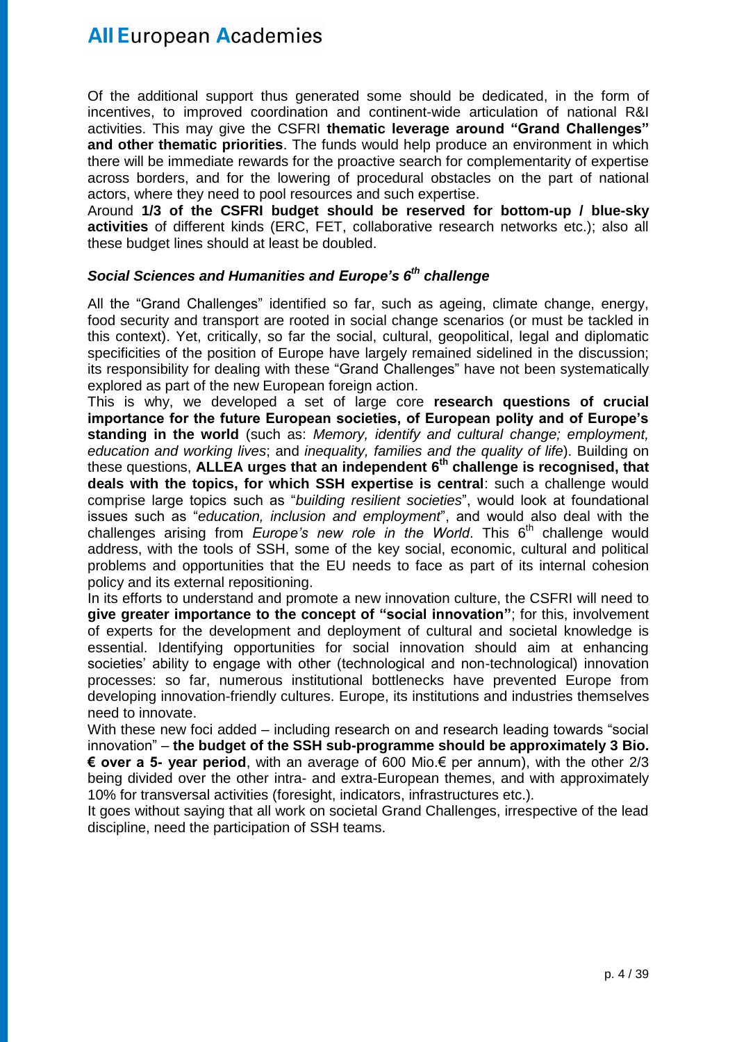Of the additional support thus generated some should be dedicated, in the form of incentives, to improved coordination and continent-wide articulation of national R&I activities. This may give the CSFRI **thematic leverage around "Grand Challenges" and other thematic priorities**. The funds would help produce an environment in which there will be immediate rewards for the proactive search for complementarity of expertise across borders, and for the lowering of procedural obstacles on the part of national actors, where they need to pool resources and such expertise.

Around **1/3 of the CSFRI budget should be reserved for bottom-up / blue-sky activities** of different kinds (ERC, FET, collaborative research networks etc.); also all these budget lines should at least be doubled.

### *Social Sciences and Humanities and Europe's 6th challenge*

All the "Grand Challenges" identified so far, such as ageing, climate change, energy, food security and transport are rooted in social change scenarios (or must be tackled in this context). Yet, critically, so far the social, cultural, geopolitical, legal and diplomatic specificities of the position of Europe have largely remained sidelined in the discussion; its responsibility for dealing with these "Grand Challenges" have not been systematically explored as part of the new European foreign action.

This is why, we developed a set of large core **research questions of crucial importance for the future European societies, of European polity and of Europe's standing in the world** (such as: *Memory, identify and cultural change; employment, education and working lives*; and *inequality, families and the quality of life*). Building on these questions, **ALLEA urges that an independent 6th challenge is recognised, that deals with the topics, for which SSH expertise is central**: such a challenge would comprise large topics such as "*building resilient societies*", would look at foundational issues such as "*education, inclusion and employment*", and would also deal with the challenges arising from *Europe's new role in the World*. This 6th challenge would address, with the tools of SSH, some of the key social, economic, cultural and political problems and opportunities that the EU needs to face as part of its internal cohesion policy and its external repositioning.

In its efforts to understand and promote a new innovation culture, the CSFRI will need to **give greater importance to the concept of "social innovation"**; for this, involvement of experts for the development and deployment of cultural and societal knowledge is essential. Identifying opportunities for social innovation should aim at enhancing societies' ability to engage with other (technological and non-technological) innovation processes: so far, numerous institutional bottlenecks have prevented Europe from developing innovation-friendly cultures. Europe, its institutions and industries themselves need to innovate.

With these new foci added – including research on and research leading towards "social innovation" – **the budget of the SSH sub-programme should be approximately 3 Bio. € over a 5- year period**, with an average of 600 Mio.€ per annum), with the other 2/3 being divided over the other intra- and extra-European themes, and with approximately 10% for transversal activities (foresight, indicators, infrastructures etc.).

It goes without saying that all work on societal Grand Challenges, irrespective of the lead discipline, need the participation of SSH teams.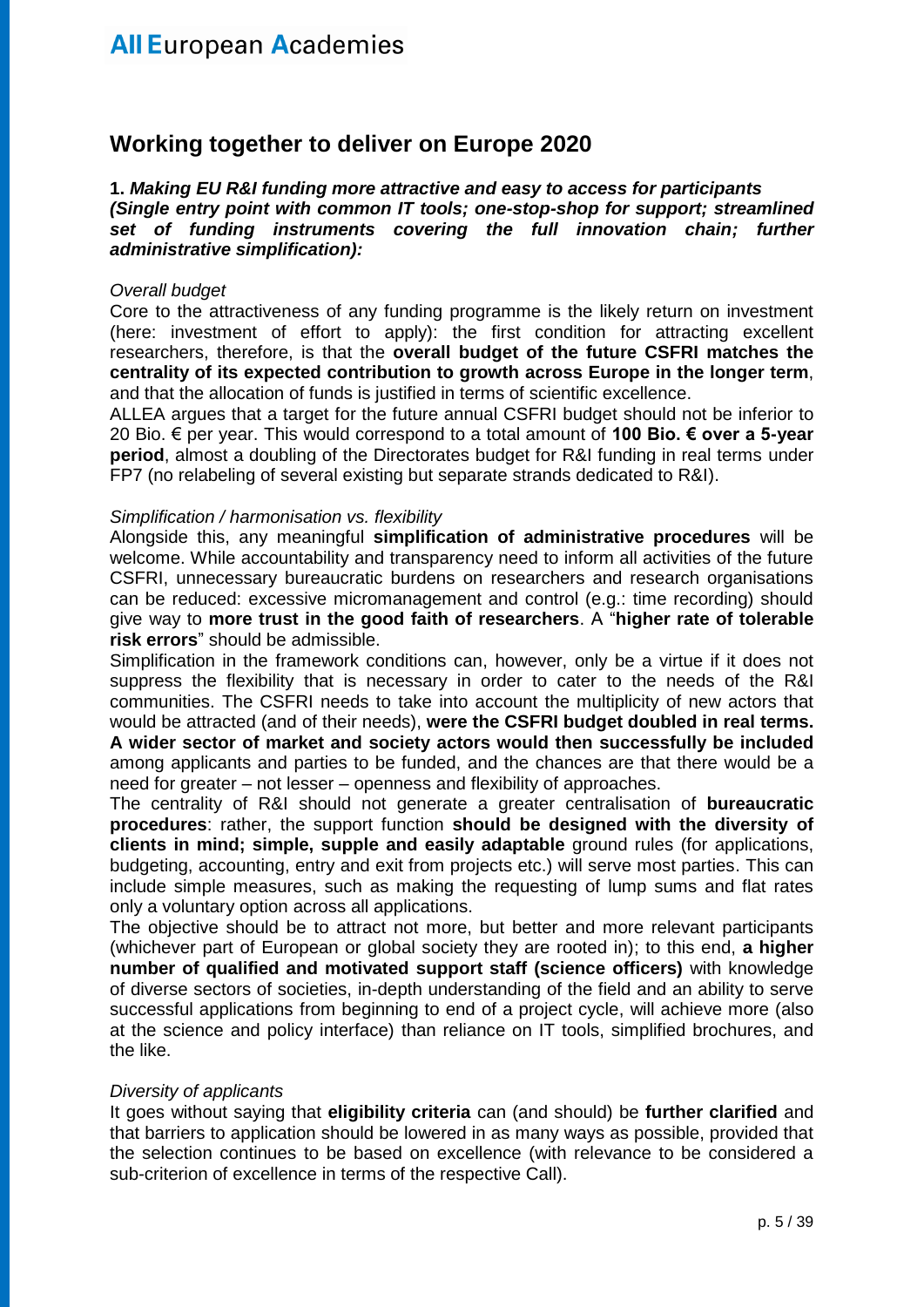## Working together to deliver on Europe 2020

**1.** ***Making EU R&I funding more attractive and easy to access for participants (Single entry point with common IT tools; one-stop-shop for support; streamlined set of funding instruments covering the full innovation chain; further administrative simplification):***

*Overall budget*

Core to the attractiveness of any funding programme is the likely return on investment (here: investment of effort to apply): the first condition for attracting excellent researchers, therefore, is that the **overall budget of the future CSFRI matches the centrality of its expected contribution to growth across Europe in the longer term**, and that the allocation of funds is justified in terms of scientific excellence.

ALLEA argues that a target for the future annual CSFRI budget should not be inferior to 20 Bio. € per year. This would correspond to a total amount of **100 Bio. € over a 5-year period**, almost a doubling of the Directorates budget for R&I funding in real terms under FP7 (no relabeling of several existing but separate strands dedicated to R&I).

*Simplification / harmonisation vs. flexibility*

Alongside this, any meaningful **simplification of administrative procedures** will be welcome. While accountability and transparency need to inform all activities of the future CSFRI, unnecessary bureaucratic burdens on researchers and research organisations can be reduced: excessive micromanagement and control (e.g.: time recording) should give way to **more trust in the good faith of researchers**. A "**higher rate of tolerable risk errors**" should be admissible.

Simplification in the framework conditions can, however, only be a virtue if it does not suppress the flexibility that is necessary in order to cater to the needs of the R&I communities. The CSFRI needs to take into account the multiplicity of new actors that would be attracted (and of their needs), **were the CSFRI budget doubled in real terms. A wider sector of market and society actors would then successfully be included** among applicants and parties to be funded, and the chances are that there would be a need for greater – not lesser – openness and flexibility of approaches.

The centrality of R&I should not generate a greater centralisation of **bureaucratic procedures**: rather, the support function **should be designed with the diversity of clients in mind; simple, supple and easily adaptable** ground rules (for applications, budgeting, accounting, entry and exit from projects etc.) will serve most parties. This can include simple measures, such as making the requesting of lump sums and flat rates only a voluntary option across all applications.

The objective should be to attract not more, but better and more relevant participants (whichever part of European or global society they are rooted in); to this end, **a higher number of qualified and motivated support staff (science officers)** with knowledge of diverse sectors of societies, in-depth understanding of the field and an ability to serve successful applications from beginning to end of a project cycle, will achieve more (also at the science and policy interface) than reliance on IT tools, simplified brochures, and the like.

*Diversity of applicants*

It goes without saying that **eligibility criteria** can (and should) be **further clarified** and that barriers to application should be lowered in as many ways as possible, provided that the selection continues to be based on excellence (with relevance to be considered a sub-criterion of excellence in terms of the respective Call).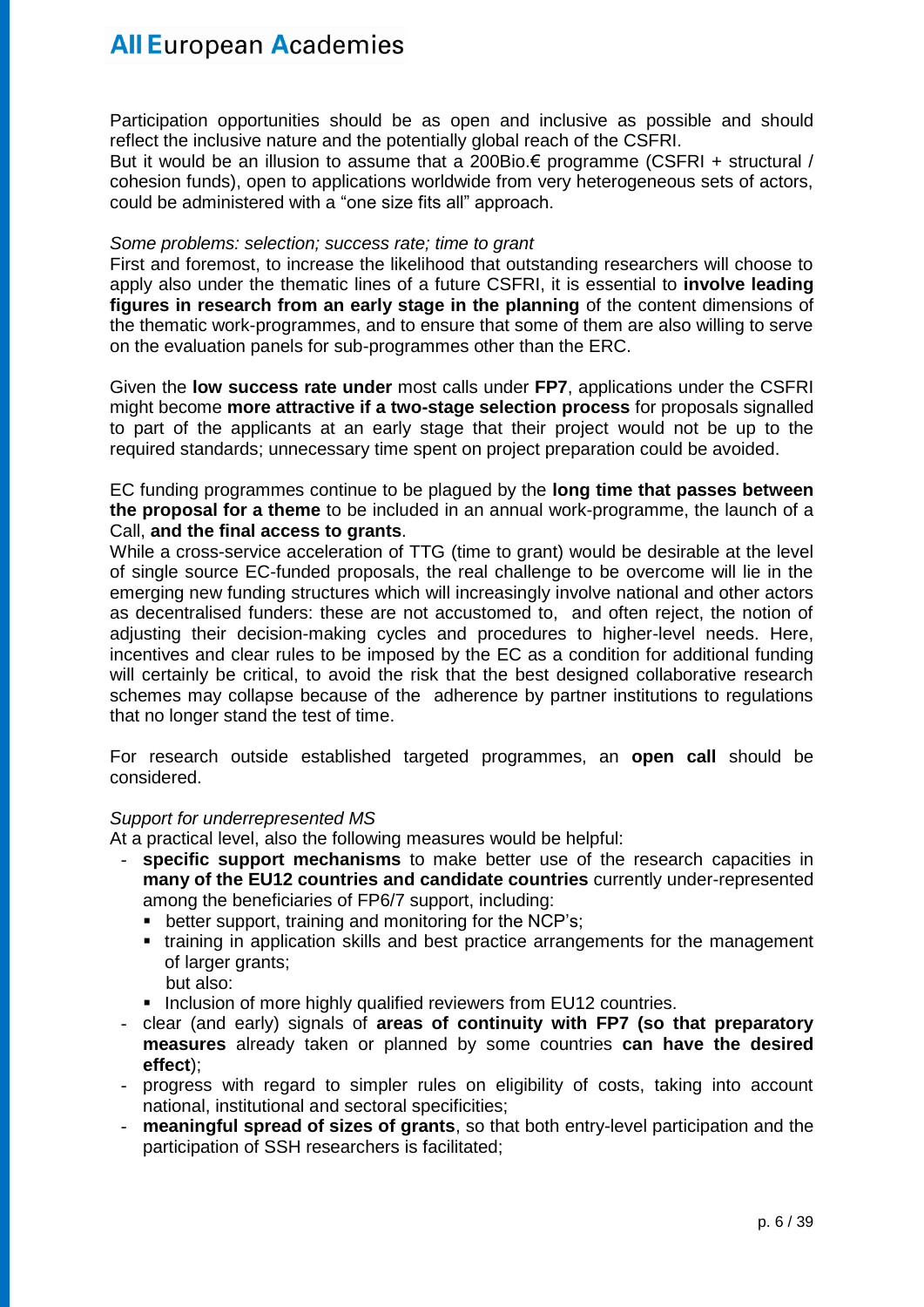Participation opportunities should be as open and inclusive as possible and should reflect the inclusive nature and the potentially global reach of the CSFRI.
But it would be an illusion to assume that a 200Bio.€ programme (CSFRI + structural / cohesion funds), open to applications worldwide from very heterogeneous sets of actors, could be administered with a "one size fits all" approach.

*Some problems: selection; success rate; time to grant*

First and foremost, to increase the likelihood that outstanding researchers will choose to apply also under the thematic lines of a future CSFRI, it is essential to **involve leading figures in research from an early stage in the planning** of the content dimensions of the thematic work-programmes, and to ensure that some of them are also willing to serve on the evaluation panels for sub-programmes other than the ERC.

Given the **low success rate under** most calls under **FP7**, applications under the CSFRI might become **more attractive if a two-stage selection process** for proposals signalled to part of the applicants at an early stage that their project would not be up to the required standards; unnecessary time spent on project preparation could be avoided.

EC funding programmes continue to be plagued by the **long time that passes between the proposal for a theme** to be included in an annual work-programme, the launch of a Call, **and the final access to grants**.
While a cross-service acceleration of TTG (time to grant) would be desirable at the level of single source EC-funded proposals, the real challenge to be overcome will lie in the emerging new funding structures which will increasingly involve national and other actors as decentralised funders: these are not accustomed to, and often reject, the notion of adjusting their decision-making cycles and procedures to higher-level needs. Here, incentives and clear rules to be imposed by the EC as a condition for additional funding will certainly be critical, to avoid the risk that the best designed collaborative research schemes may collapse because of the adherence by partner institutions to regulations that no longer stand the test of time.

For research outside established targeted programmes, an **open call** should be considered.

*Support for underrepresented MS*

At a practical level, also the following measures would be helpful:

- **specific support mechanisms** to make better use of the research capacities in **many of the EU12 countries and candidate countries** currently under-represented among the beneficiaries of FP6/7 support, including:
  - better support, training and monitoring for the NCP's;
  - training in application skills and best practice arrangements for the management of larger grants;
    but also:
  - Inclusion of more highly qualified reviewers from EU12 countries.
- clear (and early) signals of **areas of continuity with FP7 (so that preparatory measures** already taken or planned by some countries **can have the desired effect**);
- progress with regard to simpler rules on eligibility of costs, taking into account national, institutional and sectoral specificities;
- **meaningful spread of sizes of grants**, so that both entry-level participation and the participation of SSH researchers is facilitated;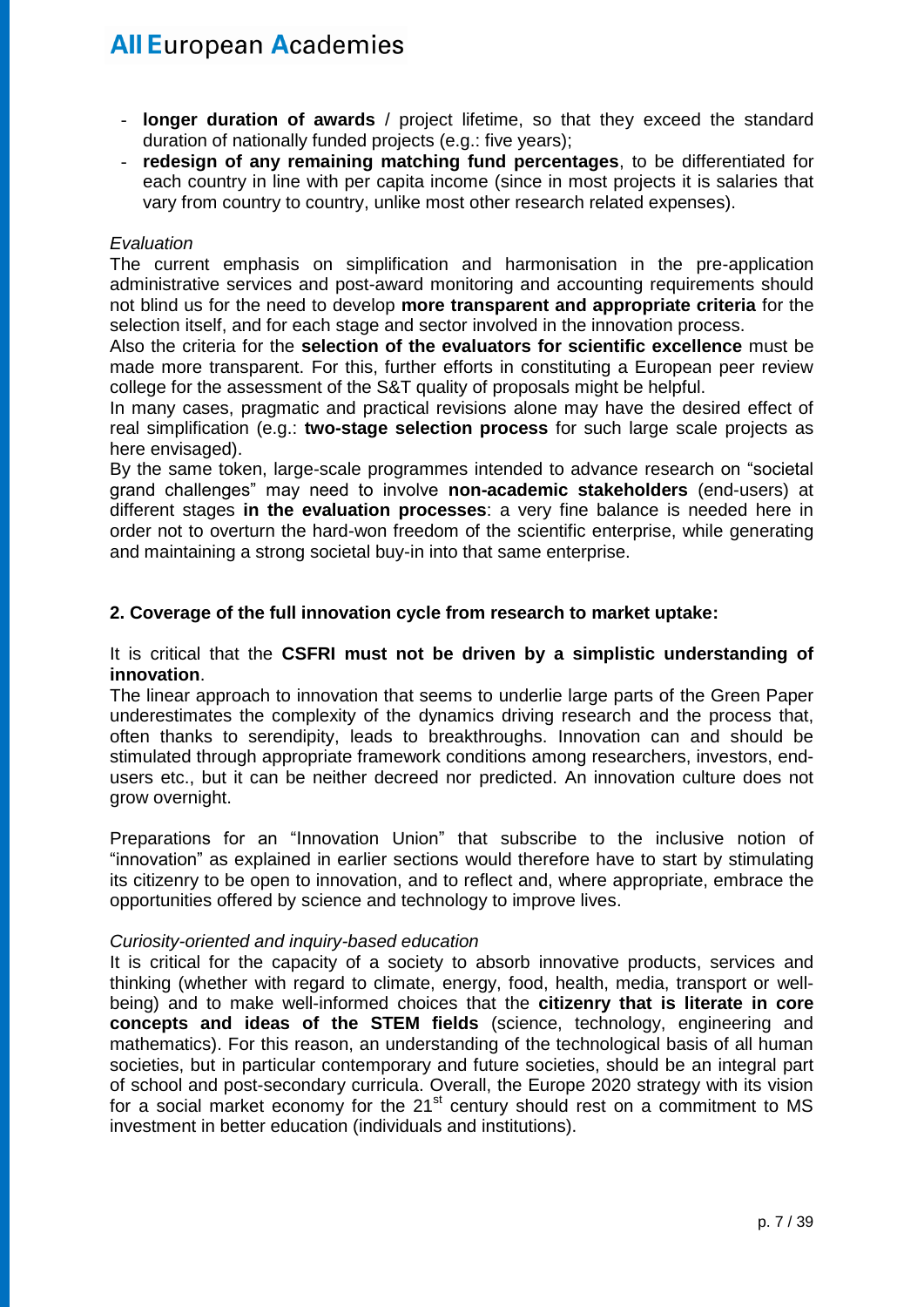- **longer duration of awards** / project lifetime, so that they exceed the standard duration of nationally funded projects (e.g.: five years);
- **redesign of any remaining matching fund percentages**, to be differentiated for each country in line with per capita income (since in most projects it is salaries that vary from country to country, unlike most other research related expenses).

*Evaluation*

The current emphasis on simplification and harmonisation in the pre-application administrative services and post-award monitoring and accounting requirements should not blind us for the need to develop **more transparent and appropriate criteria** for the selection itself, and for each stage and sector involved in the innovation process.

Also the criteria for the **selection of the evaluators for scientific excellence** must be made more transparent. For this, further efforts in constituting a European peer review college for the assessment of the S&T quality of proposals might be helpful.

In many cases, pragmatic and practical revisions alone may have the desired effect of real simplification (e.g.: **two-stage selection process** for such large scale projects as here envisaged).

By the same token, large-scale programmes intended to advance research on "societal grand challenges" may need to involve **non-academic stakeholders** (end-users) at different stages **in the evaluation processes**: a very fine balance is needed here in order not to overturn the hard-won freedom of the scientific enterprise, while generating and maintaining a strong societal buy-in into that same enterprise.

## 2. Coverage of the full innovation cycle from research to market uptake:

It is critical that the **CSFRI must not be driven by a simplistic understanding of innovation**.

The linear approach to innovation that seems to underlie large parts of the Green Paper underestimates the complexity of the dynamics driving research and the process that, often thanks to serendipity, leads to breakthroughs. Innovation can and should be stimulated through appropriate framework conditions among researchers, investors, end-users etc., but it can be neither decreed nor predicted. An innovation culture does not grow overnight.

Preparations for an "Innovation Union" that subscribe to the inclusive notion of "innovation" as explained in earlier sections would therefore have to start by stimulating its citizenry to be open to innovation, and to reflect and, where appropriate, embrace the opportunities offered by science and technology to improve lives.

*Curiosity-oriented and inquiry-based education*

It is critical for the capacity of a society to absorb innovative products, services and thinking (whether with regard to climate, energy, food, health, media, transport or well-being) and to make well-informed choices that the **citizenry that is literate in core concepts and ideas of the STEM fields** (science, technology, engineering and mathematics). For this reason, an understanding of the technological basis of all human societies, but in particular contemporary and future societies, should be an integral part of school and post-secondary curricula. Overall, the Europe 2020 strategy with its vision for a social market economy for the 21st century should rest on a commitment to MS investment in better education (individuals and institutions).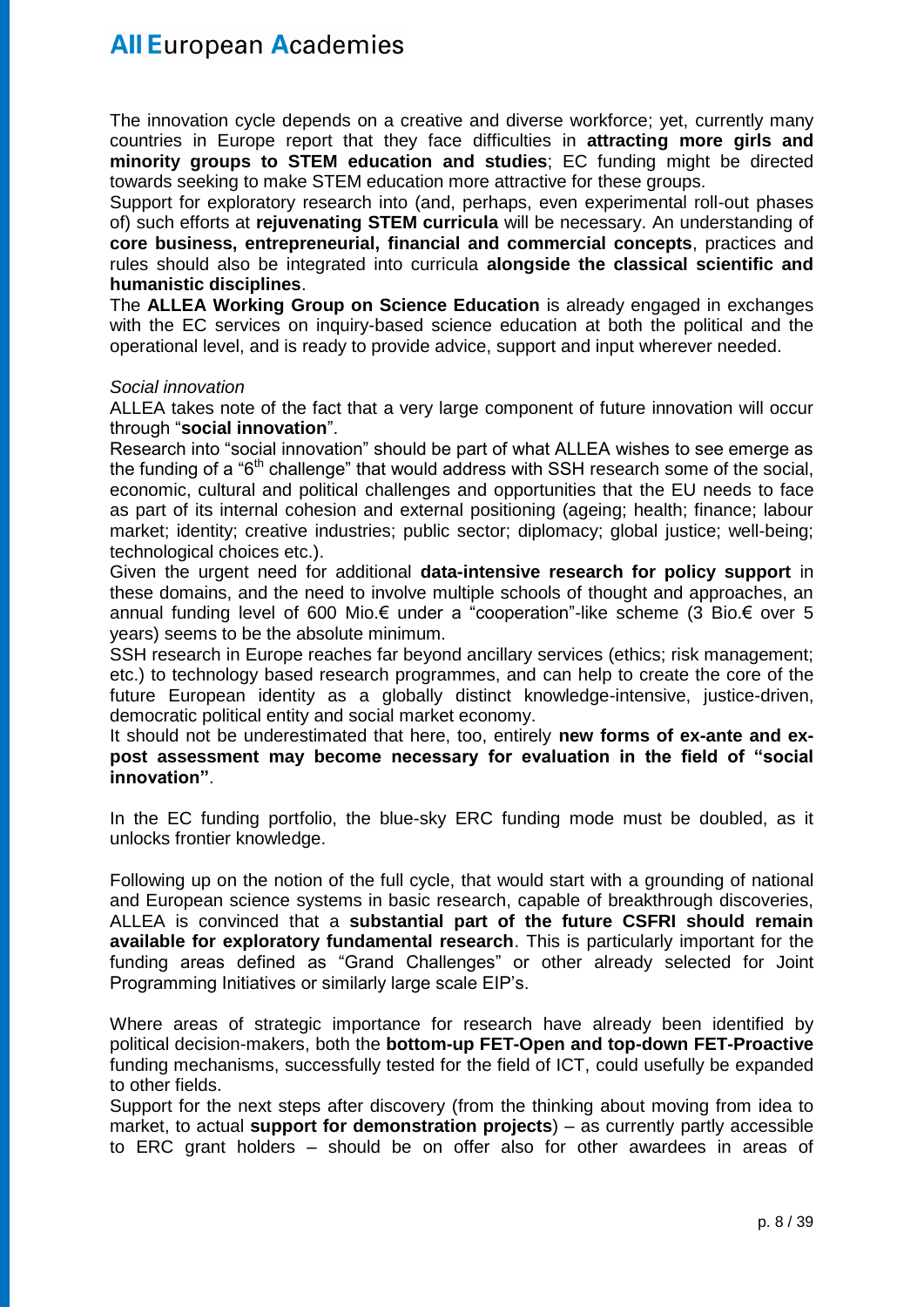The innovation cycle depends on a creative and diverse workforce; yet, currently many countries in Europe report that they face difficulties in **attracting more girls and minority groups to STEM education and studies**; EC funding might be directed towards seeking to make STEM education more attractive for these groups.

Support for exploratory research into (and, perhaps, even experimental roll-out phases of) such efforts at **rejuvenating STEM curricula** will be necessary. An understanding of **core business, entrepreneurial, financial and commercial concepts**, practices and rules should also be integrated into curricula **alongside the classical scientific and humanistic disciplines**.

The **ALLEA Working Group on Science Education** is already engaged in exchanges with the EC services on inquiry-based science education at both the political and the operational level, and is ready to provide advice, support and input wherever needed.

*Social innovation*

ALLEA takes note of the fact that a very large component of future innovation will occur through "**social innovation**".

Research into "social innovation" should be part of what ALLEA wishes to see emerge as the funding of a "6th challenge" that would address with SSH research some of the social, economic, cultural and political challenges and opportunities that the EU needs to face as part of its internal cohesion and external positioning (ageing; health; finance; labour market; identity; creative industries; public sector; diplomacy; global justice; well-being; technological choices etc.).

Given the urgent need for additional **data-intensive research for policy support** in these domains, and the need to involve multiple schools of thought and approaches, an annual funding level of 600 Mio.€ under a "cooperation"-like scheme (3 Bio.€ over 5 years) seems to be the absolute minimum.

SSH research in Europe reaches far beyond ancillary services (ethics; risk management; etc.) to technology based research programmes, and can help to create the core of the future European identity as a globally distinct knowledge-intensive, justice-driven, democratic political entity and social market economy.

It should not be underestimated that here, too, entirely **new forms of ex-ante and ex-post assessment may become necessary for evaluation in the field of "social innovation"**.

In the EC funding portfolio, the blue-sky ERC funding mode must be doubled, as it unlocks frontier knowledge.

Following up on the notion of the full cycle, that would start with a grounding of national and European science systems in basic research, capable of breakthrough discoveries, ALLEA is convinced that a **substantial part of the future CSFRI should remain available for exploratory fundamental research**. This is particularly important for the funding areas defined as "Grand Challenges" or other already selected for Joint Programming Initiatives or similarly large scale EIP's.

Where areas of strategic importance for research have already been identified by political decision-makers, both the **bottom-up FET-Open and top-down FET-Proactive** funding mechanisms, successfully tested for the field of ICT, could usefully be expanded to other fields.

Support for the next steps after discovery (from the thinking about moving from idea to market, to actual **support for demonstration projects**) – as currently partly accessible to ERC grant holders – should be on offer also for other awardees in areas of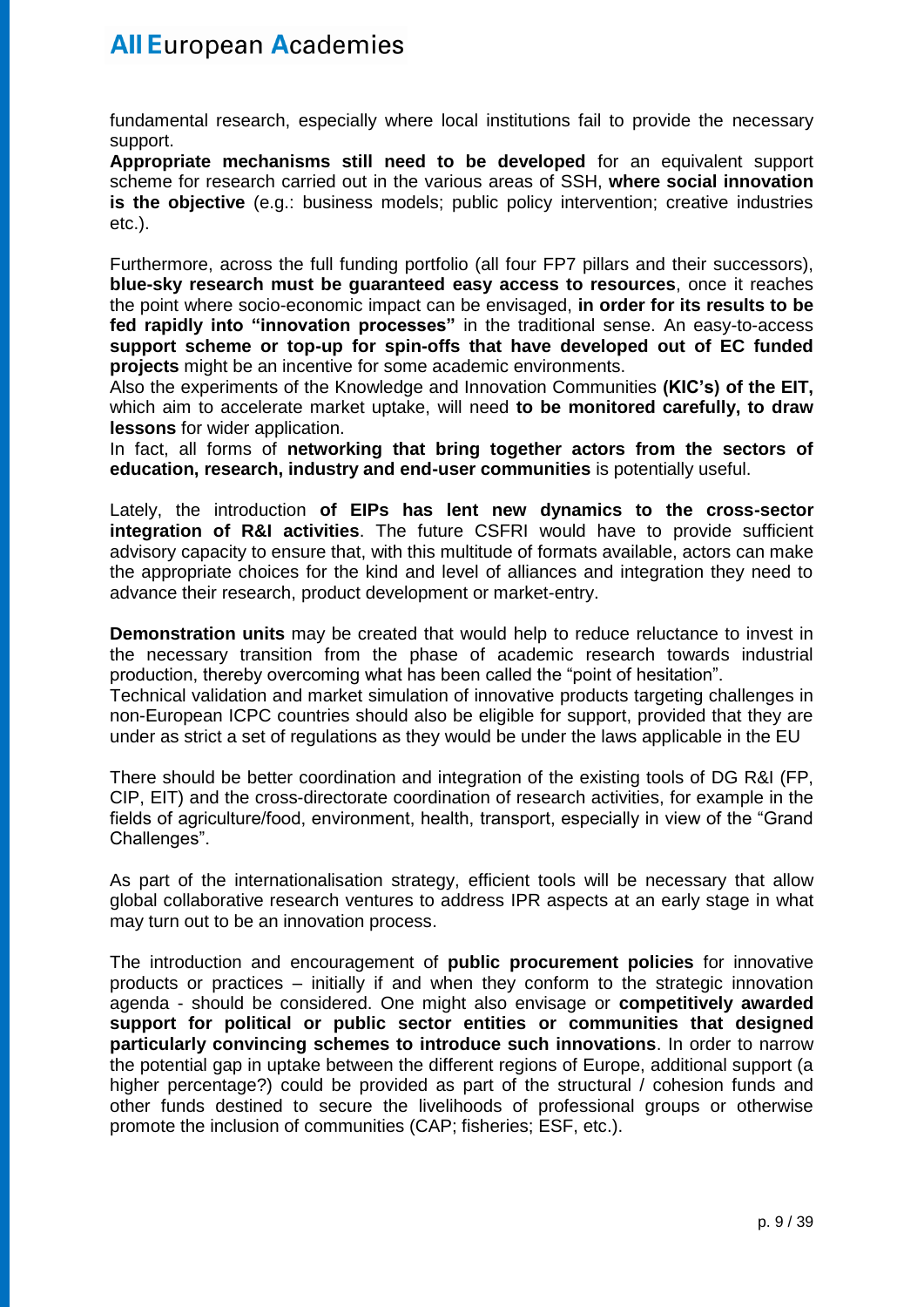fundamental research, especially where local institutions fail to provide the necessary support.
**Appropriate mechanisms still need to be developed** for an equivalent support scheme for research carried out in the various areas of SSH, **where social innovation is the objective** (e.g.: business models; public policy intervention; creative industries etc.).

Furthermore, across the full funding portfolio (all four FP7 pillars and their successors), **blue-sky research must be guaranteed easy access to resources**, once it reaches the point where socio-economic impact can be envisaged, **in order for its results to be fed rapidly into "innovation processes"** in the traditional sense. An easy-to-access **support scheme or top-up for spin-offs that have developed out of EC funded projects** might be an incentive for some academic environments.
Also the experiments of the Knowledge and Innovation Communities **(KIC's) of the EIT,** which aim to accelerate market uptake, will need **to be monitored carefully, to draw lessons** for wider application.
In fact, all forms of **networking that bring together actors from the sectors of education, research, industry and end-user communities** is potentially useful.

Lately, the introduction **of EIPs has lent new dynamics to the cross-sector integration of R&I activities**. The future CSFRI would have to provide sufficient advisory capacity to ensure that, with this multitude of formats available, actors can make the appropriate choices for the kind and level of alliances and integration they need to advance their research, product development or market-entry.

**Demonstration units** may be created that would help to reduce reluctance to invest in the necessary transition from the phase of academic research towards industrial production, thereby overcoming what has been called the "point of hesitation".
Technical validation and market simulation of innovative products targeting challenges in non-European ICPC countries should also be eligible for support, provided that they are under as strict a set of regulations as they would be under the laws applicable in the EU

There should be better coordination and integration of the existing tools of DG R&I (FP, CIP, EIT) and the cross-directorate coordination of research activities, for example in the fields of agriculture/food, environment, health, transport, especially in view of the "Grand Challenges".

As part of the internationalisation strategy, efficient tools will be necessary that allow global collaborative research ventures to address IPR aspects at an early stage in what may turn out to be an innovation process.

The introduction and encouragement of **public procurement policies** for innovative products or practices – initially if and when they conform to the strategic innovation agenda - should be considered. One might also envisage or **competitively awarded support for political or public sector entities or communities that designed particularly convincing schemes to introduce such innovations**. In order to narrow the potential gap in uptake between the different regions of Europe, additional support (a higher percentage?) could be provided as part of the structural / cohesion funds and other funds destined to secure the livelihoods of professional groups or otherwise promote the inclusion of communities (CAP; fisheries; ESF, etc.).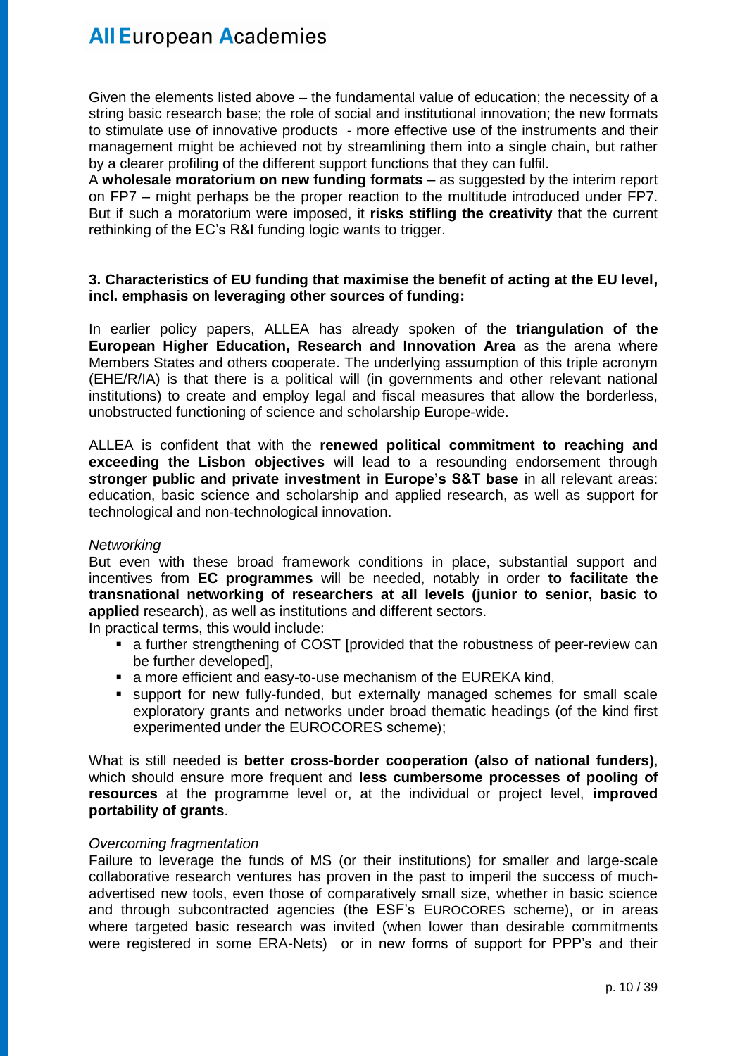Given the elements listed above – the fundamental value of education; the necessity of a string basic research base; the role of social and institutional innovation; the new formats to stimulate use of innovative products - more effective use of the instruments and their management might be achieved not by streamlining them into a single chain, but rather by a clearer profiling of the different support functions that they can fulfil.

A **wholesale moratorium on new funding formats** – as suggested by the interim report on FP7 – might perhaps be the proper reaction to the multitude introduced under FP7. But if such a moratorium were imposed, it **risks stifling the creativity** that the current rethinking of the EC's R&I funding logic wants to trigger.

### 3. Characteristics of EU funding that maximise the benefit of acting at the EU level, incl. emphasis on leveraging other sources of funding:

In earlier policy papers, ALLEA has already spoken of the **triangulation of the European Higher Education, Research and Innovation Area** as the arena where Members States and others cooperate. The underlying assumption of this triple acronym (EHE/R/IA) is that there is a political will (in governments and other relevant national institutions) to create and employ legal and fiscal measures that allow the borderless, unobstructed functioning of science and scholarship Europe-wide.

ALLEA is confident that with the **renewed political commitment to reaching and exceeding the Lisbon objectives** will lead to a resounding endorsement through **stronger public and private investment in Europe's S&T base** in all relevant areas: education, basic science and scholarship and applied research, as well as support for technological and non-technological innovation.

*Networking*

But even with these broad framework conditions in place, substantial support and incentives from **EC programmes** will be needed, notably in order **to facilitate the transnational networking of researchers at all levels (junior to senior, basic to applied** research), as well as institutions and different sectors.

In practical terms, this would include:

- a further strengthening of COST [provided that the robustness of peer-review can be further developed],
- a more efficient and easy-to-use mechanism of the EUREKA kind,
- support for new fully-funded, but externally managed schemes for small scale exploratory grants and networks under broad thematic headings (of the kind first experimented under the EUROCORES scheme);

What is still needed is **better cross-border cooperation (also of national funders)**, which should ensure more frequent and **less cumbersome processes of pooling of resources** at the programme level or, at the individual or project level, **improved portability of grants**.

*Overcoming fragmentation*

Failure to leverage the funds of MS (or their institutions) for smaller and large-scale collaborative research ventures has proven in the past to imperil the success of much-advertised new tools, even those of comparatively small size, whether in basic science and through subcontracted agencies (the ESF's EUROCORES scheme), or in areas where targeted basic research was invited (when lower than desirable commitments were registered in some ERA-Nets) or in new forms of support for PPP's and their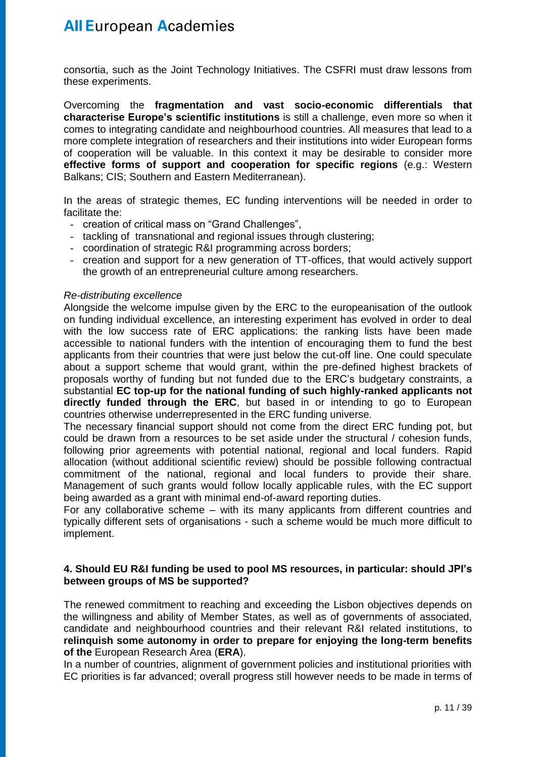consortia, such as the Joint Technology Initiatives. The CSFRI must draw lessons from these experiments.

Overcoming the **fragmentation and vast socio-economic differentials that characterise Europe's scientific institutions** is still a challenge, even more so when it comes to integrating candidate and neighbourhood countries. All measures that lead to a more complete integration of researchers and their institutions into wider European forms of cooperation will be valuable. In this context it may be desirable to consider more **effective forms of support and cooperation for specific regions** (e.g.: Western Balkans; CIS; Southern and Eastern Mediterranean).

In the areas of strategic themes, EC funding interventions will be needed in order to facilitate the:

- creation of critical mass on "Grand Challenges",
- tackling of transnational and regional issues through clustering;
- coordination of strategic R&I programming across borders;
- creation and support for a new generation of TT-offices, that would actively support the growth of an entrepreneurial culture among researchers.

*Re-distributing excellence*

Alongside the welcome impulse given by the ERC to the europeanisation of the outlook on funding individual excellence, an interesting experiment has evolved in order to deal with the low success rate of ERC applications: the ranking lists have been made accessible to national funders with the intention of encouraging them to fund the best applicants from their countries that were just below the cut-off line. One could speculate about a support scheme that would grant, within the pre-defined highest brackets of proposals worthy of funding but not funded due to the ERC's budgetary constraints, a substantial **EC top-up for the national funding of such highly-ranked applicants not directly funded through the ERC**, but based in or intending to go to European countries otherwise underrepresented in the ERC funding universe.

The necessary financial support should not come from the direct ERC funding pot, but could be drawn from a resources to be set aside under the structural / cohesion funds, following prior agreements with potential national, regional and local funders. Rapid allocation (without additional scientific review) should be possible following contractual commitment of the national, regional and local funders to provide their share. Management of such grants would follow locally applicable rules, with the EC support being awarded as a grant with minimal end-of-award reporting duties.

For any collaborative scheme – with its many applicants from different countries and typically different sets of organisations - such a scheme would be much more difficult to implement.

**4. Should EU R&I funding be used to pool MS resources, in particular: should JPI's between groups of MS be supported?**

The renewed commitment to reaching and exceeding the Lisbon objectives depends on the willingness and ability of Member States, as well as of governments of associated, candidate and neighbourhood countries and their relevant R&I related institutions, to **relinquish some autonomy in order to prepare for enjoying the long-term benefits of the** European Research Area (**ERA**).

In a number of countries, alignment of government policies and institutional priorities with EC priorities is far advanced; overall progress still however needs to be made in terms of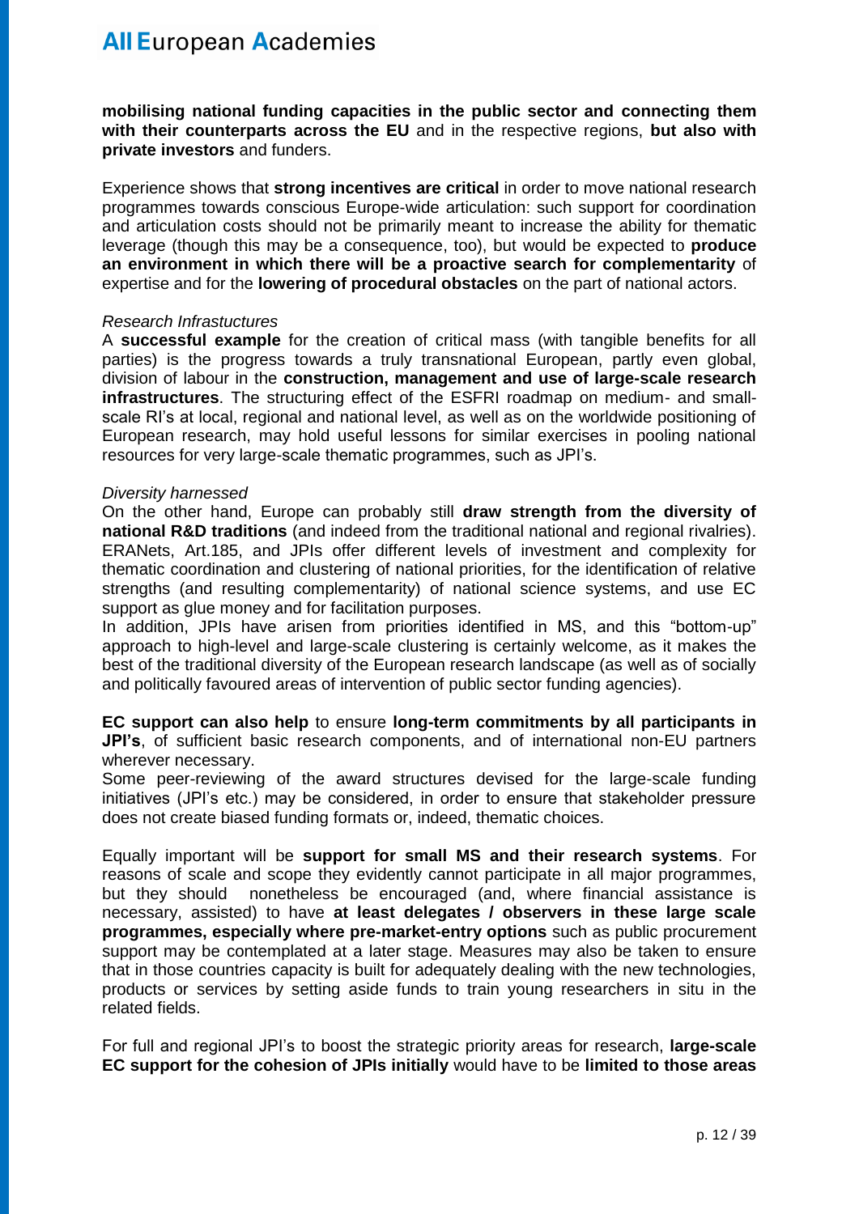**mobilising national funding capacities in the public sector and connecting them with their counterparts across the EU** and in the respective regions, **but also with private investors** and funders.

Experience shows that **strong incentives are critical** in order to move national research programmes towards conscious Europe-wide articulation: such support for coordination and articulation costs should not be primarily meant to increase the ability for thematic leverage (though this may be a consequence, too), but would be expected to **produce an environment in which there will be a proactive search for complementarity** of expertise and for the **lowering of procedural obstacles** on the part of national actors.

*Research Infrastuctures*

A **successful example** for the creation of critical mass (with tangible benefits for all parties) is the progress towards a truly transnational European, partly even global, division of labour in the **construction, management and use of large-scale research infrastructures**. The structuring effect of the ESFRI roadmap on medium- and small-scale RI's at local, regional and national level, as well as on the worldwide positioning of European research, may hold useful lessons for similar exercises in pooling national resources for very large-scale thematic programmes, such as JPI's.

*Diversity harnessed*

On the other hand, Europe can probably still **draw strength from the diversity of national R&D traditions** (and indeed from the traditional national and regional rivalries). ERANets, Art.185, and JPIs offer different levels of investment and complexity for thematic coordination and clustering of national priorities, for the identification of relative strengths (and resulting complementarity) of national science systems, and use EC support as glue money and for facilitation purposes.
In addition, JPIs have arisen from priorities identified in MS, and this "bottom-up" approach to high-level and large-scale clustering is certainly welcome, as it makes the best of the traditional diversity of the European research landscape (as well as of socially and politically favoured areas of intervention of public sector funding agencies).

**EC support can also help** to ensure **long-term commitments by all participants in JPI's**, of sufficient basic research components, and of international non-EU partners wherever necessary.
Some peer-reviewing of the award structures devised for the large-scale funding initiatives (JPI's etc.) may be considered, in order to ensure that stakeholder pressure does not create biased funding formats or, indeed, thematic choices.

Equally important will be **support for small MS and their research systems**. For reasons of scale and scope they evidently cannot participate in all major programmes, but they should nonetheless be encouraged (and, where financial assistance is necessary, assisted) to have **at least delegates / observers in these large scale programmes, especially where pre-market-entry options** such as public procurement support may be contemplated at a later stage. Measures may also be taken to ensure that in those countries capacity is built for adequately dealing with the new technologies, products or services by setting aside funds to train young researchers in situ in the related fields.

For full and regional JPI's to boost the strategic priority areas for research, **large-scale EC support for the cohesion of JPIs initially** would have to be **limited to those areas**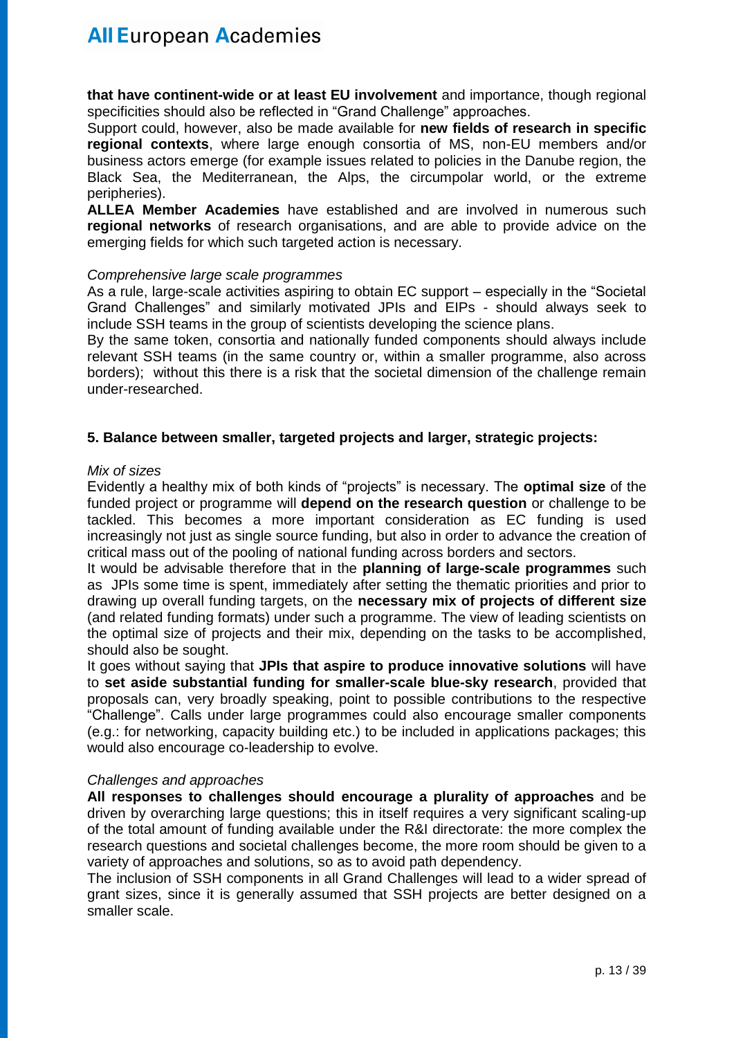**that have continent-wide or at least EU involvement** and importance, though regional specificities should also be reflected in "Grand Challenge" approaches.

Support could, however, also be made available for **new fields of research in specific regional contexts**, where large enough consortia of MS, non-EU members and/or business actors emerge (for example issues related to policies in the Danube region, the Black Sea, the Mediterranean, the Alps, the circumpolar world, or the extreme peripheries).

**ALLEA Member Academies** have established and are involved in numerous such **regional networks** of research organisations, and are able to provide advice on the emerging fields for which such targeted action is necessary.

*Comprehensive large scale programmes*

As a rule, large-scale activities aspiring to obtain EC support – especially in the "Societal Grand Challenges" and similarly motivated JPIs and EIPs - should always seek to include SSH teams in the group of scientists developing the science plans.

By the same token, consortia and nationally funded components should always include relevant SSH teams (in the same country or, within a smaller programme, also across borders); without this there is a risk that the societal dimension of the challenge remain under-researched.

### 5. Balance between smaller, targeted projects and larger, strategic projects:

*Mix of sizes*

Evidently a healthy mix of both kinds of "projects" is necessary. The **optimal size** of the funded project or programme will **depend on the research question** or challenge to be tackled. This becomes a more important consideration as EC funding is used increasingly not just as single source funding, but also in order to advance the creation of critical mass out of the pooling of national funding across borders and sectors.

It would be advisable therefore that in the **planning of large-scale programmes** such as JPIs some time is spent, immediately after setting the thematic priorities and prior to drawing up overall funding targets, on the **necessary mix of projects of different size** (and related funding formats) under such a programme. The view of leading scientists on the optimal size of projects and their mix, depending on the tasks to be accomplished, should also be sought.

It goes without saying that **JPIs that aspire to produce innovative solutions** will have to **set aside substantial funding for smaller-scale blue-sky research**, provided that proposals can, very broadly speaking, point to possible contributions to the respective "Challenge". Calls under large programmes could also encourage smaller components (e.g.: for networking, capacity building etc.) to be included in applications packages; this would also encourage co-leadership to evolve.

*Challenges and approaches*

**All responses to challenges should encourage a plurality of approaches** and be driven by overarching large questions; this in itself requires a very significant scaling-up of the total amount of funding available under the R&I directorate: the more complex the research questions and societal challenges become, the more room should be given to a variety of approaches and solutions, so as to avoid path dependency.

The inclusion of SSH components in all Grand Challenges will lead to a wider spread of grant sizes, since it is generally assumed that SSH projects are better designed on a smaller scale.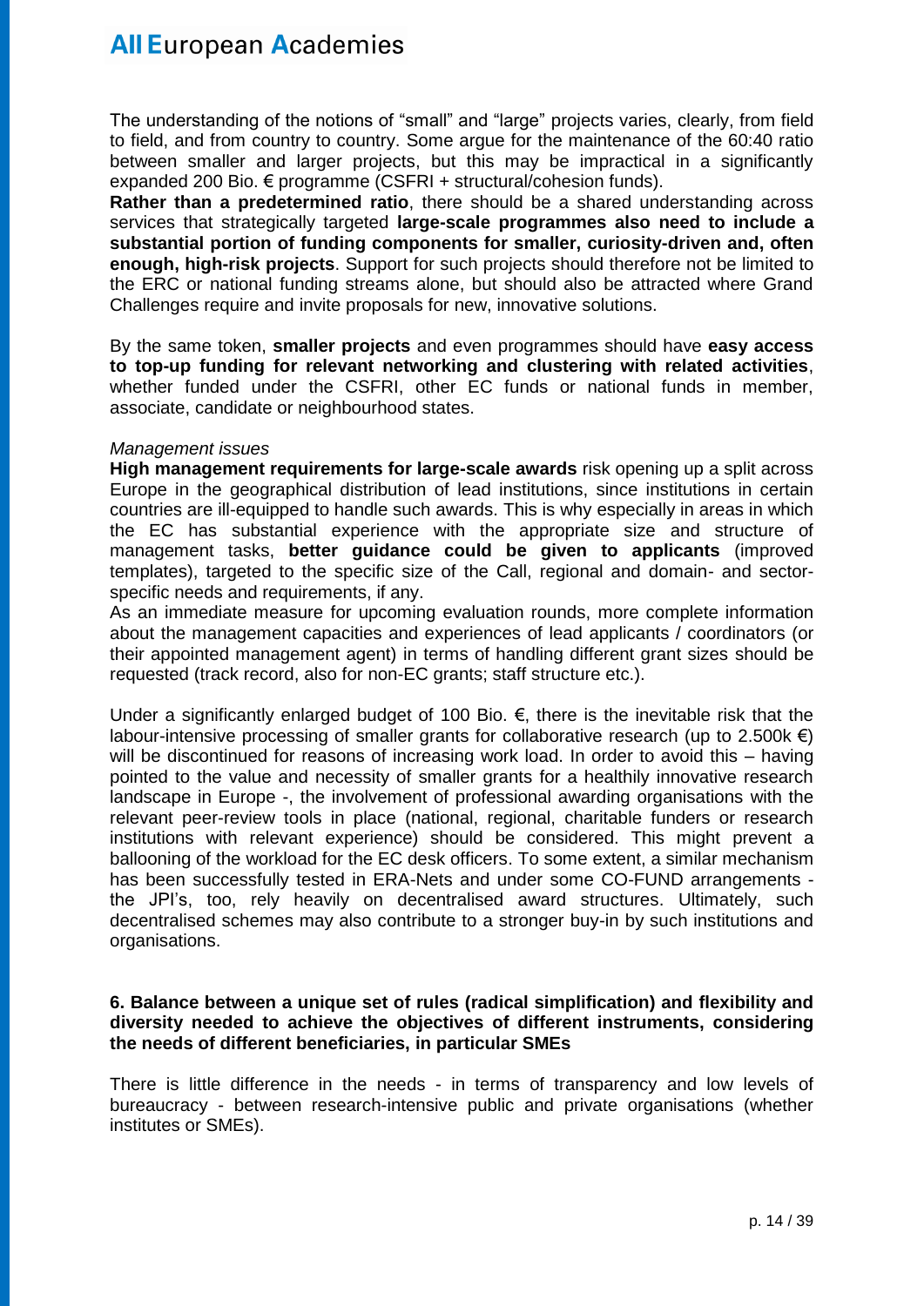The understanding of the notions of “small” and “large” projects varies, clearly, from field to field, and from country to country. Some argue for the maintenance of the 60:40 ratio between smaller and larger projects, but this may be impractical in a significantly expanded 200 Bio. € programme (CSFRI + structural/cohesion funds).

**Rather than a predetermined ratio**, there should be a shared understanding across services that strategically targeted **large-scale programmes also need to include a substantial portion of funding components for smaller, curiosity-driven and, often enough, high-risk projects**. Support for such projects should therefore not be limited to the ERC or national funding streams alone, but should also be attracted where Grand Challenges require and invite proposals for new, innovative solutions.

By the same token, **smaller projects** and even programmes should have **easy access to top-up funding for relevant networking and clustering with related activities**, whether funded under the CSFRI, other EC funds or national funds in member, associate, candidate or neighbourhood states.

*Management issues*

**High management requirements for large-scale awards** risk opening up a split across Europe in the geographical distribution of lead institutions, since institutions in certain countries are ill-equipped to handle such awards. This is why especially in areas in which the EC has substantial experience with the appropriate size and structure of management tasks, **better guidance could be given to applicants** (improved templates), targeted to the specific size of the Call, regional and domain- and sector-specific needs and requirements, if any.

As an immediate measure for upcoming evaluation rounds, more complete information about the management capacities and experiences of lead applicants / coordinators (or their appointed management agent) in terms of handling different grant sizes should be requested (track record, also for non-EC grants; staff structure etc.).

Under a significantly enlarged budget of 100 Bio. €, there is the inevitable risk that the labour-intensive processing of smaller grants for collaborative research (up to 2.500k €) will be discontinued for reasons of increasing work load. In order to avoid this – having pointed to the value and necessity of smaller grants for a healthily innovative research landscape in Europe -, the involvement of professional awarding organisations with the relevant peer-review tools in place (national, regional, charitable funders or research institutions with relevant experience) should be considered. This might prevent a ballooning of the workload for the EC desk officers. To some extent, a similar mechanism has been successfully tested in ERA-Nets and under some CO-FUND arrangements - the JPI’s, too, rely heavily on decentralised award structures. Ultimately, such decentralised schemes may also contribute to a stronger buy-in by such institutions and organisations.

## 6. Balance between a unique set of rules (radical simplification) and flexibility and diversity needed to achieve the objectives of different instruments, considering the needs of different beneficiaries, in particular SMEs

There is little difference in the needs - in terms of transparency and low levels of bureaucracy - between research-intensive public and private organisations (whether institutes or SMEs).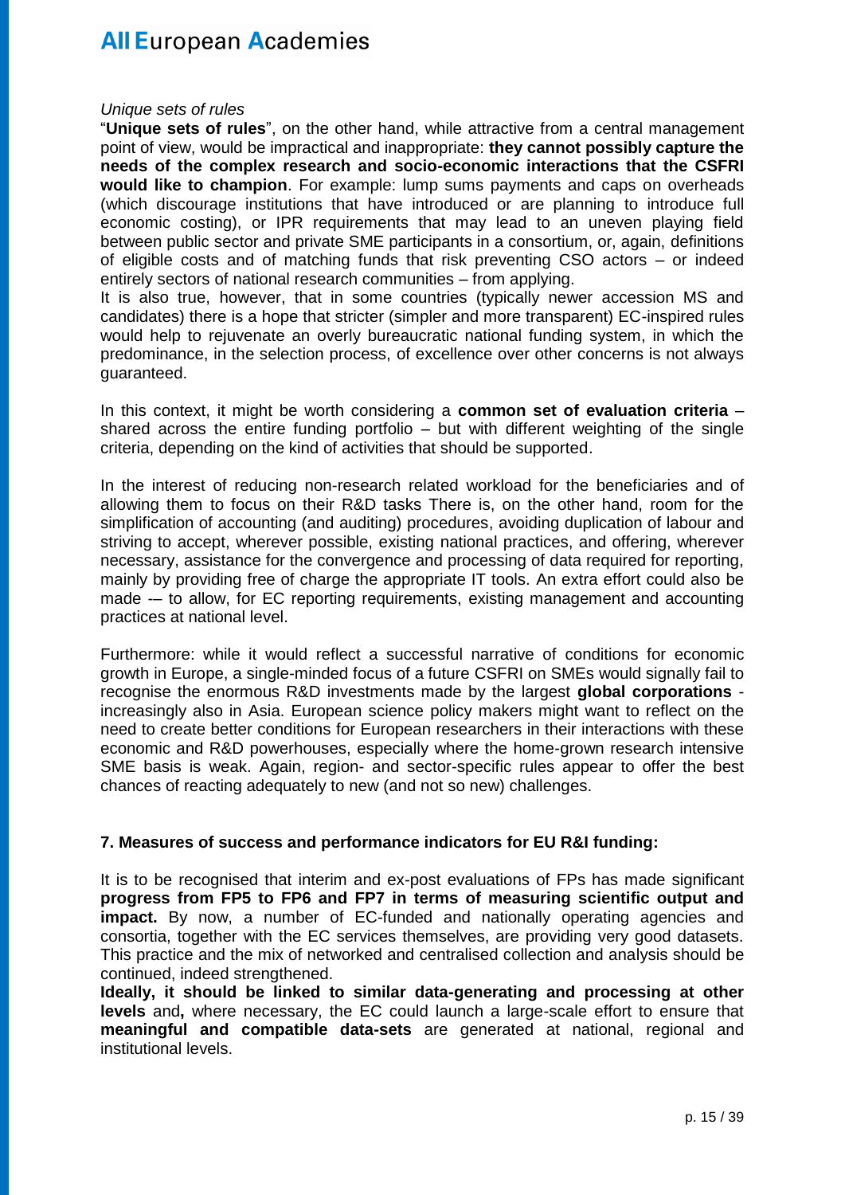*Unique sets of rules*

"**Unique sets of rules**", on the other hand, while attractive from a central management point of view, would be impractical and inappropriate: **they cannot possibly capture the needs of the complex research and socio-economic interactions that the CSFRI would like to champion**. For example: lump sums payments and caps on overheads (which discourage institutions that have introduced or are planning to introduce full economic costing), or IPR requirements that may lead to an uneven playing field between public sector and private SME participants in a consortium, or, again, definitions of eligible costs and of matching funds that risk preventing CSO actors – or indeed entirely sectors of national research communities – from applying.

It is also true, however, that in some countries (typically newer accession MS and candidates) there is a hope that stricter (simpler and more transparent) EC-inspired rules would help to rejuvenate an overly bureaucratic national funding system, in which the predominance, in the selection process, of excellence over other concerns is not always guaranteed.

In this context, it might be worth considering a **common set of evaluation criteria** – shared across the entire funding portfolio – but with different weighting of the single criteria, depending on the kind of activities that should be supported.

In the interest of reducing non-research related workload for the beneficiaries and of allowing them to focus on their R&D tasks There is, on the other hand, room for the simplification of accounting (and auditing) procedures, avoiding duplication of labour and striving to accept, wherever possible, existing national practices, and offering, wherever necessary, assistance for the convergence and processing of data required for reporting, mainly by providing free of charge the appropriate IT tools. An extra effort could also be made -– to allow, for EC reporting requirements, existing management and accounting practices at national level.

Furthermore: while it would reflect a successful narrative of conditions for economic growth in Europe, a single-minded focus of a future CSFRI on SMEs would signally fail to recognise the enormous R&D investments made by the largest **global corporations** - increasingly also in Asia. European science policy makers might want to reflect on the need to create better conditions for European researchers in their interactions with these economic and R&D powerhouses, especially where the home-grown research intensive SME basis is weak. Again, region- and sector-specific rules appear to offer the best chances of reacting adequately to new (and not so new) challenges.

**7. Measures of success and performance indicators for EU R&I funding:**

It is to be recognised that interim and ex-post evaluations of FPs has made significant **progress from FP5 to FP6 and FP7 in terms of measuring scientific output and impact.** By now, a number of EC-funded and nationally operating agencies and consortia, together with the EC services themselves, are providing very good datasets. This practice and the mix of networked and centralised collection and analysis should be continued, indeed strengthened.

**Ideally, it should be linked to similar data-generating and processing at other levels** and**,** where necessary, the EC could launch a large-scale effort to ensure that **meaningful and compatible data-sets** are generated at national, regional and institutional levels.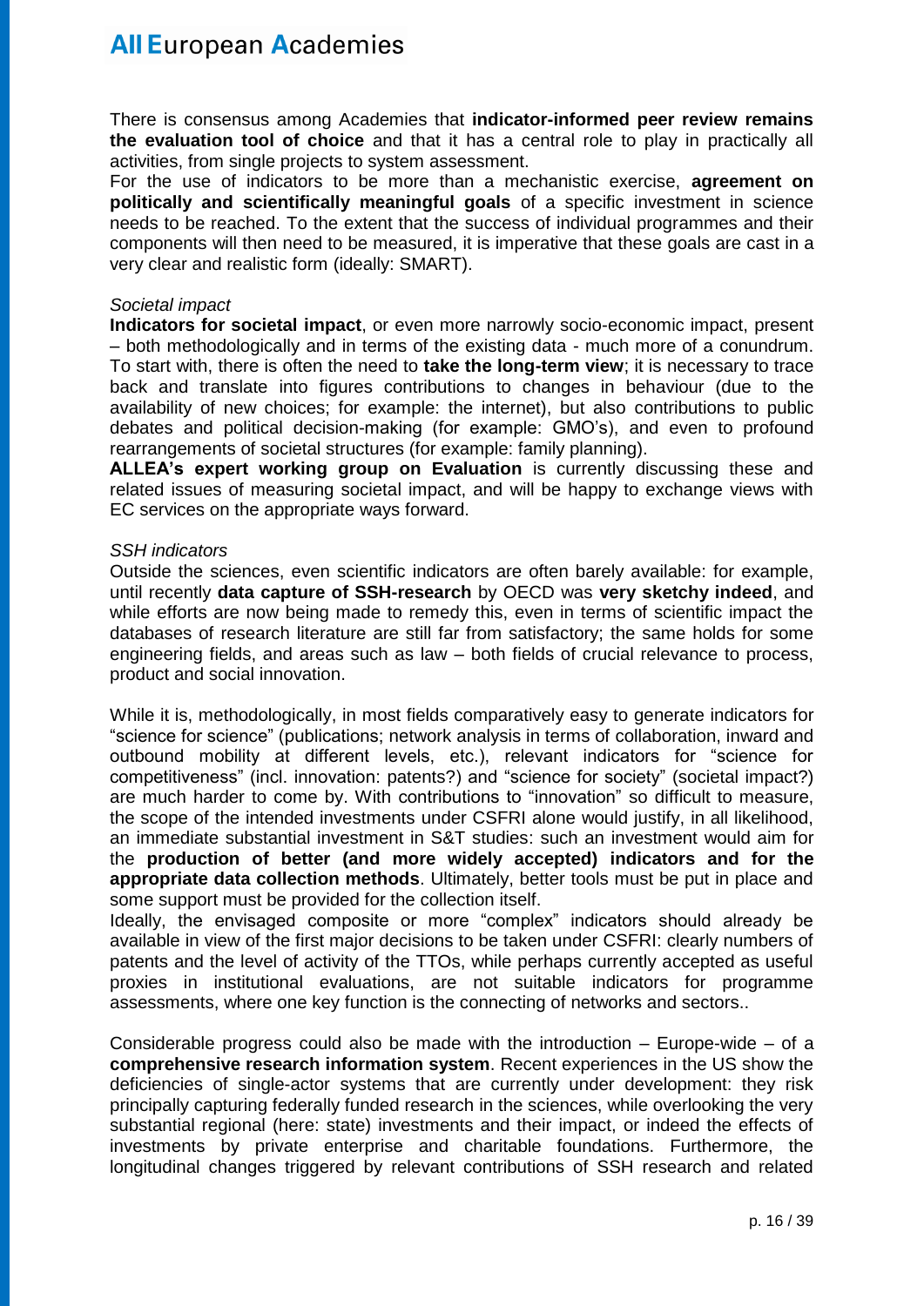There is consensus among Academies that **indicator-informed peer review remains the evaluation tool of choice** and that it has a central role to play in practically all activities, from single projects to system assessment.

For the use of indicators to be more than a mechanistic exercise, **agreement on politically and scientifically meaningful goals** of a specific investment in science needs to be reached. To the extent that the success of individual programmes and their components will then need to be measured, it is imperative that these goals are cast in a very clear and realistic form (ideally: SMART).

*Societal impact*

**Indicators for societal impact**, or even more narrowly socio-economic impact, present – both methodologically and in terms of the existing data - much more of a conundrum. To start with, there is often the need to **take the long-term view**; it is necessary to trace back and translate into figures contributions to changes in behaviour (due to the availability of new choices; for example: the internet), but also contributions to public debates and political decision-making (for example: GMO's), and even to profound rearrangements of societal structures (for example: family planning).

**ALLEA's expert working group on Evaluation** is currently discussing these and related issues of measuring societal impact, and will be happy to exchange views with EC services on the appropriate ways forward.

*SSH indicators*

Outside the sciences, even scientific indicators are often barely available: for example, until recently **data capture of SSH-research** by OECD was **very sketchy indeed**, and while efforts are now being made to remedy this, even in terms of scientific impact the databases of research literature are still far from satisfactory; the same holds for some engineering fields, and areas such as law – both fields of crucial relevance to process, product and social innovation.

While it is, methodologically, in most fields comparatively easy to generate indicators for "science for science" (publications; network analysis in terms of collaboration, inward and outbound mobility at different levels, etc.), relevant indicators for "science for competitiveness" (incl. innovation: patents?) and "science for society" (societal impact?) are much harder to come by. With contributions to "innovation" so difficult to measure, the scope of the intended investments under CSFRI alone would justify, in all likelihood, an immediate substantial investment in S&T studies: such an investment would aim for the **production of better (and more widely accepted) indicators and for the appropriate data collection methods**. Ultimately, better tools must be put in place and some support must be provided for the collection itself.

Ideally, the envisaged composite or more "complex" indicators should already be available in view of the first major decisions to be taken under CSFRI: clearly numbers of patents and the level of activity of the TTOs, while perhaps currently accepted as useful proxies in institutional evaluations, are not suitable indicators for programme assessments, where one key function is the connecting of networks and sectors..

Considerable progress could also be made with the introduction – Europe-wide – of a **comprehensive research information system**. Recent experiences in the US show the deficiencies of single-actor systems that are currently under development: they risk principally capturing federally funded research in the sciences, while overlooking the very substantial regional (here: state) investments and their impact, or indeed the effects of investments by private enterprise and charitable foundations. Furthermore, the longitudinal changes triggered by relevant contributions of SSH research and related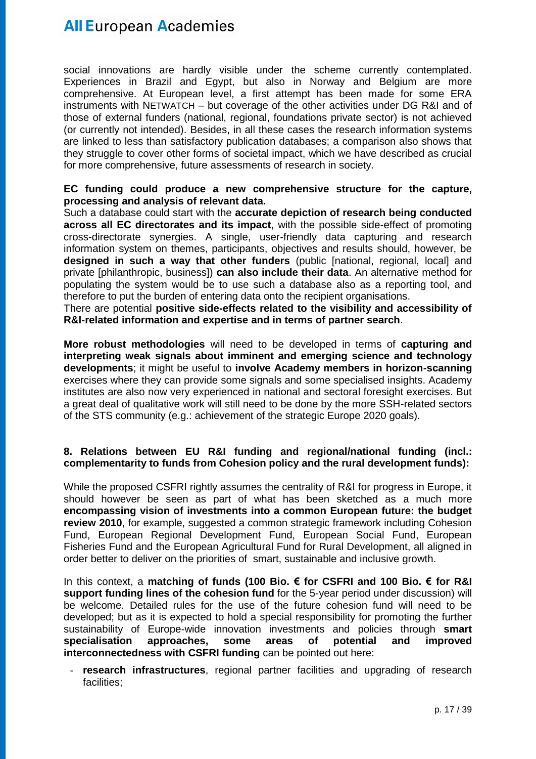social innovations are hardly visible under the scheme currently contemplated. Experiences in Brazil and Egypt, but also in Norway and Belgium are more comprehensive. At European level, a first attempt has been made for some ERA instruments with NETWATCH – but coverage of the other activities under DG R&I and of those of external funders (national, regional, foundations private sector) is not achieved (or currently not intended). Besides, in all these cases the research information systems are linked to less than satisfactory publication databases; a comparison also shows that they struggle to cover other forms of societal impact, which we have described as crucial for more comprehensive, future assessments of research in society.

**EC funding could produce a new comprehensive structure for the capture, processing and analysis of relevant data.**
Such a database could start with the **accurate depiction of research being conducted across all EC directorates and its impact**, with the possible side-effect of promoting cross-directorate synergies. A single, user-friendly data capturing and research information system on themes, participants, objectives and results should, however, be **designed in such a way that other funders** (public [national, regional, local] and private [philanthropic, business]) **can also include their data**. An alternative method for populating the system would be to use such a database also as a reporting tool, and therefore to put the burden of entering data onto the recipient organisations.
There are potential **positive side-effects related to the visibility and accessibility of R&I-related information and expertise and in terms of partner search**.

**More robust methodologies** will need to be developed in terms of **capturing and interpreting weak signals about imminent and emerging science and technology developments**; it might be useful to **involve Academy members in horizon-scanning** exercises where they can provide some signals and some specialised insights. Academy institutes are also now very experienced in national and sectoral foresight exercises. But a great deal of qualitative work will still need to be done by the more SSH-related sectors of the STS community (e.g.: achievement of the strategic Europe 2020 goals).

**8. Relations between EU R&I funding and regional/national funding (incl.: complementarity to funds from Cohesion policy and the rural development funds):**

While the proposed CSFRI rightly assumes the centrality of R&I for progress in Europe, it should however be seen as part of what has been sketched as a much more **encompassing vision of investments into a common European future: the budget review 2010**, for example, suggested a common strategic framework including Cohesion Fund, European Regional Development Fund, European Social Fund, European Fisheries Fund and the European Agricultural Fund for Rural Development, all aligned in order better to deliver on the priorities of smart, sustainable and inclusive growth.

In this context, a **matching of funds (100 Bio. € for CSFRI and 100 Bio. € for R&I support funding lines of the cohesion fund** for the 5-year period under discussion) will be welcome. Detailed rules for the use of the future cohesion fund will need to be developed; but as it is expected to hold a special responsibility for promoting the further sustainability of Europe-wide innovation investments and policies through **smart specialisation approaches, some areas of potential and improved interconnectedness with CSFRI funding** can be pointed out here:

- **research infrastructures**, regional partner facilities and upgrading of research facilities;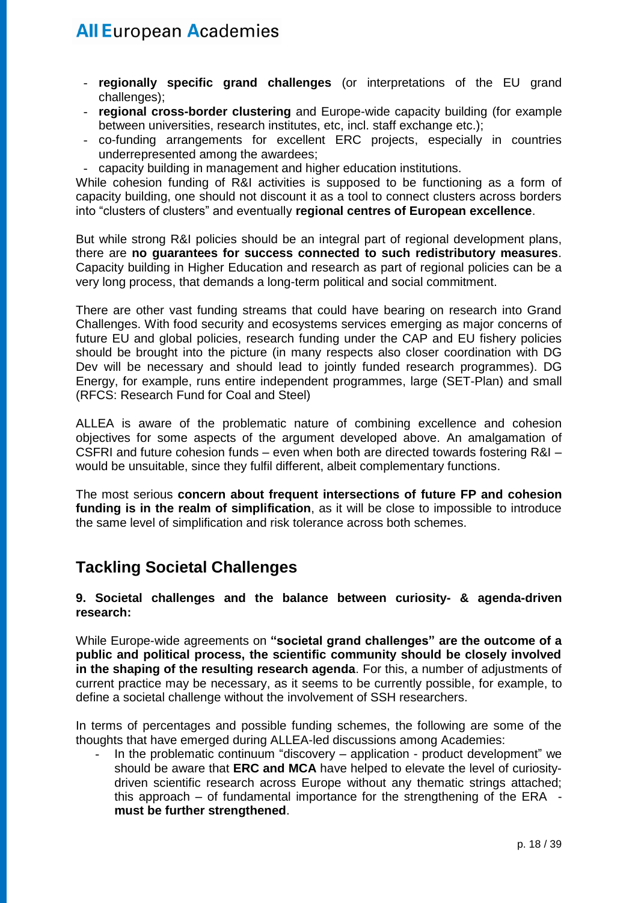- **regionally specific grand challenges** (or interpretations of the EU grand challenges);
- **regional cross-border clustering** and Europe-wide capacity building (for example between universities, research institutes, etc, incl. staff exchange etc.);
- co-funding arrangements for excellent ERC projects, especially in countries underrepresented among the awardees;
- capacity building in management and higher education institutions.

While cohesion funding of R&I activities is supposed to be functioning as a form of capacity building, one should not discount it as a tool to connect clusters across borders into "clusters of clusters" and eventually **regional centres of European excellence**.

But while strong R&I policies should be an integral part of regional development plans, there are **no guarantees for success connected to such redistributory measures**. Capacity building in Higher Education and research as part of regional policies can be a very long process, that demands a long-term political and social commitment.

There are other vast funding streams that could have bearing on research into Grand Challenges. With food security and ecosystems services emerging as major concerns of future EU and global policies, research funding under the CAP and EU fishery policies should be brought into the picture (in many respects also closer coordination with DG Dev will be necessary and should lead to jointly funded research programmes). DG Energy, for example, runs entire independent programmes, large (SET-Plan) and small (RFCS: Research Fund for Coal and Steel)

ALLEA is aware of the problematic nature of combining excellence and cohesion objectives for some aspects of the argument developed above. An amalgamation of CSFRI and future cohesion funds – even when both are directed towards fostering R&I – would be unsuitable, since they fulfil different, albeit complementary functions.

The most serious **concern about frequent intersections of future FP and cohesion funding is in the realm of simplification**, as it will be close to impossible to introduce the same level of simplification and risk tolerance across both schemes.

## Tackling Societal Challenges

**9. Societal challenges and the balance between curiosity- & agenda-driven research:**

While Europe-wide agreements on **"societal grand challenges" are the outcome of a public and political process, the scientific community should be closely involved in the shaping of the resulting research agenda**. For this, a number of adjustments of current practice may be necessary, as it seems to be currently possible, for example, to define a societal challenge without the involvement of SSH researchers.

In terms of percentages and possible funding schemes, the following are some of the thoughts that have emerged during ALLEA-led discussions among Academies:

- In the problematic continuum "discovery – application - product development" we should be aware that **ERC and MCA** have helped to elevate the level of curiosity-driven scientific research across Europe without any thematic strings attached; this approach – of fundamental importance for the strengthening of the ERA - **must be further strengthened**.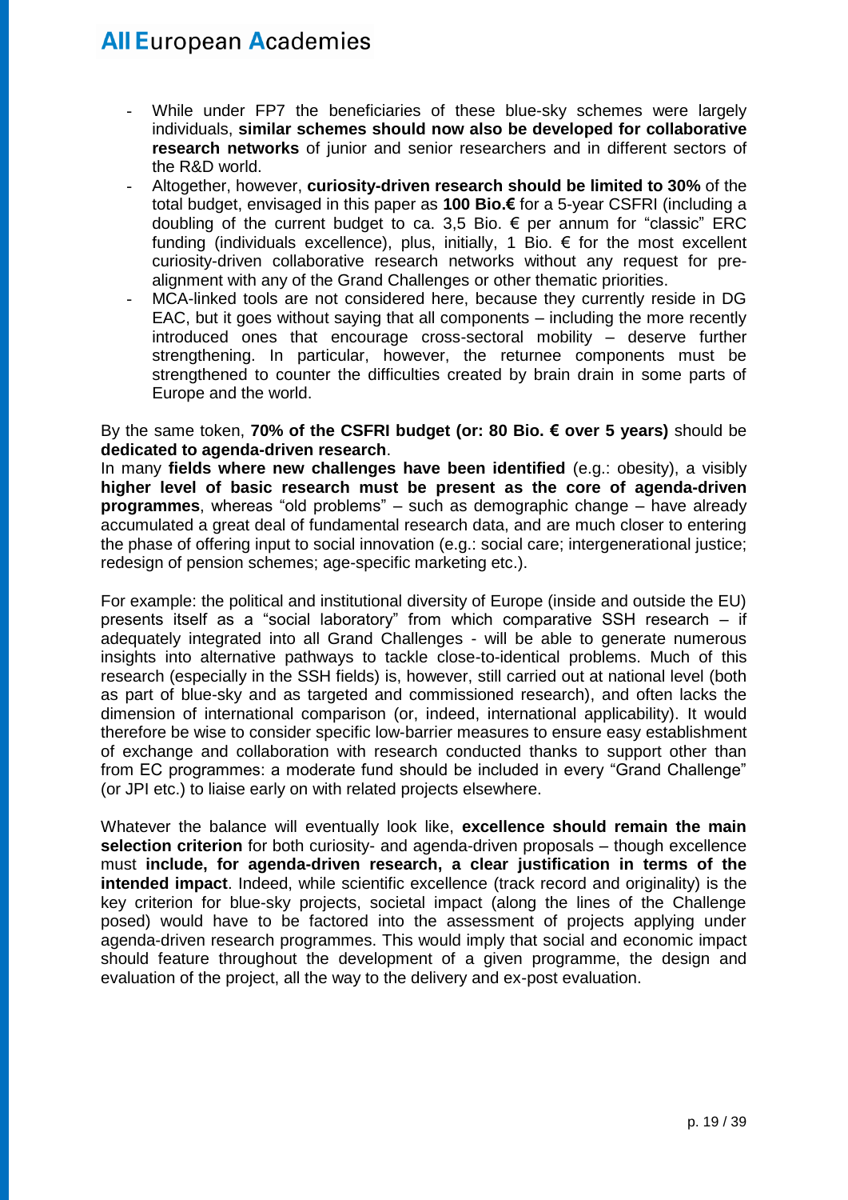- While under FP7 the beneficiaries of these blue-sky schemes were largely individuals, **similar schemes should now also be developed for collaborative research networks** of junior and senior researchers and in different sectors of the R&D world.
- Altogether, however, **curiosity-driven research should be limited to 30%** of the total budget, envisaged in this paper as **100 Bio.€** for a 5-year CSFRI (including a doubling of the current budget to ca. 3,5 Bio. € per annum for "classic" ERC funding (individuals excellence), plus, initially, 1 Bio. € for the most excellent curiosity-driven collaborative research networks without any request for pre-alignment with any of the Grand Challenges or other thematic priorities.
- MCA-linked tools are not considered here, because they currently reside in DG EAC, but it goes without saying that all components – including the more recently introduced ones that encourage cross-sectoral mobility – deserve further strengthening. In particular, however, the returnee components must be strengthened to counter the difficulties created by brain drain in some parts of Europe and the world.

By the same token, **70% of the CSFRI budget (or: 80 Bio. € over 5 years)** should be **dedicated to agenda-driven research**.
In many **fields where new challenges have been identified** (e.g.: obesity), a visibly **higher level of basic research must be present as the core of agenda-driven programmes**, whereas "old problems" – such as demographic change – have already accumulated a great deal of fundamental research data, and are much closer to entering the phase of offering input to social innovation (e.g.: social care; intergenerational justice; redesign of pension schemes; age-specific marketing etc.).

For example: the political and institutional diversity of Europe (inside and outside the EU) presents itself as a "social laboratory" from which comparative SSH research – if adequately integrated into all Grand Challenges - will be able to generate numerous insights into alternative pathways to tackle close-to-identical problems. Much of this research (especially in the SSH fields) is, however, still carried out at national level (both as part of blue-sky and as targeted and commissioned research), and often lacks the dimension of international comparison (or, indeed, international applicability). It would therefore be wise to consider specific low-barrier measures to ensure easy establishment of exchange and collaboration with research conducted thanks to support other than from EC programmes: a moderate fund should be included in every "Grand Challenge" (or JPI etc.) to liaise early on with related projects elsewhere.

Whatever the balance will eventually look like, **excellence should remain the main selection criterion** for both curiosity- and agenda-driven proposals – though excellence must **include, for agenda-driven research, a clear justification in terms of the intended impact**. Indeed, while scientific excellence (track record and originality) is the key criterion for blue-sky projects, societal impact (along the lines of the Challenge posed) would have to be factored into the assessment of projects applying under agenda-driven research programmes. This would imply that social and economic impact should feature throughout the development of a given programme, the design and evaluation of the project, all the way to the delivery and ex-post evaluation.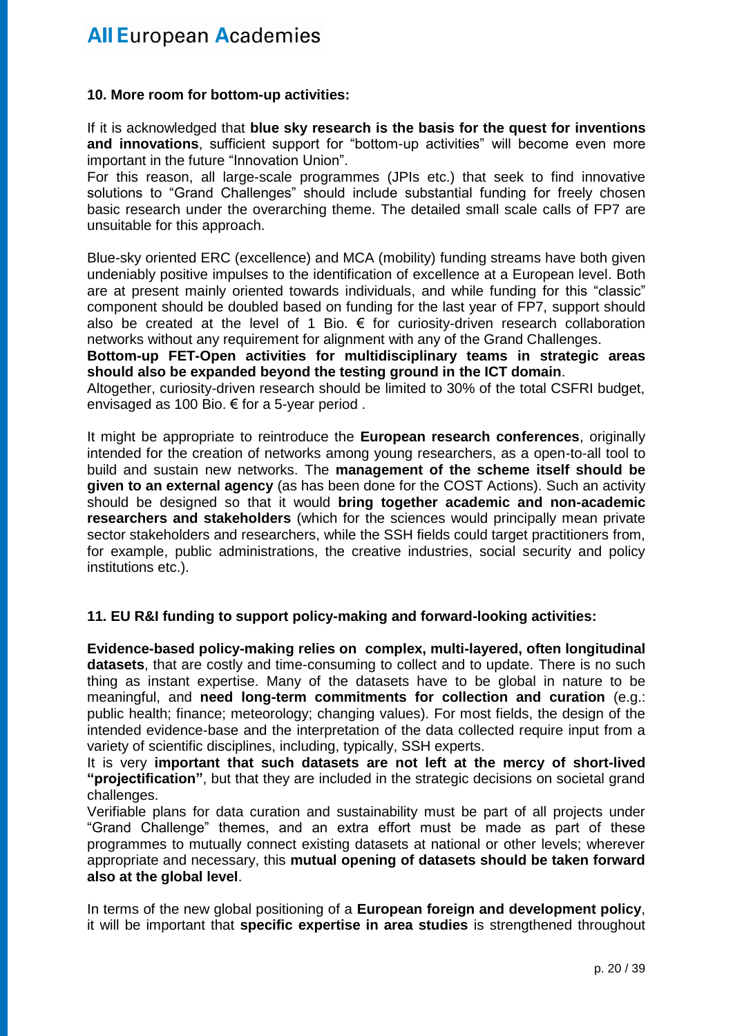### 10. More room for bottom-up activities:

If it is acknowledged that **blue sky research is the basis for the quest for inventions and innovations**, sufficient support for "bottom-up activities" will become even more important in the future "Innovation Union".
For this reason, all large-scale programmes (JPIs etc.) that seek to find innovative solutions to "Grand Challenges" should include substantial funding for freely chosen basic research under the overarching theme. The detailed small scale calls of FP7 are unsuitable for this approach.

Blue-sky oriented ERC (excellence) and MCA (mobility) funding streams have both given undeniably positive impulses to the identification of excellence at a European level. Both are at present mainly oriented towards individuals, and while funding for this "classic" component should be doubled based on funding for the last year of FP7, support should also be created at the level of 1 Bio. € for curiosity-driven research collaboration networks without any requirement for alignment with any of the Grand Challenges.
**Bottom-up FET-Open activities for multidisciplinary teams in strategic areas should also be expanded beyond the testing ground in the ICT domain**.
Altogether, curiosity-driven research should be limited to 30% of the total CSFRI budget, envisaged as 100 Bio. € for a 5-year period .

It might be appropriate to reintroduce the **European research conferences**, originally intended for the creation of networks among young researchers, as a open-to-all tool to build and sustain new networks. The **management of the scheme itself should be given to an external agency** (as has been done for the COST Actions). Such an activity should be designed so that it would **bring together academic and non-academic researchers and stakeholders** (which for the sciences would principally mean private sector stakeholders and researchers, while the SSH fields could target practitioners from, for example, public administrations, the creative industries, social security and policy institutions etc.).

### 11. EU R&I funding to support policy-making and forward-looking activities:

**Evidence-based policy-making relies on complex, multi-layered, often longitudinal datasets**, that are costly and time-consuming to collect and to update. There is no such thing as instant expertise. Many of the datasets have to be global in nature to be meaningful, and **need long-term commitments for collection and curation** (e.g.: public health; finance; meteorology; changing values). For most fields, the design of the intended evidence-base and the interpretation of the data collected require input from a variety of scientific disciplines, including, typically, SSH experts.
It is very **important that such datasets are not left at the mercy of short-lived "projectification"**, but that they are included in the strategic decisions on societal grand challenges.
Verifiable plans for data curation and sustainability must be part of all projects under "Grand Challenge" themes, and an extra effort must be made as part of these programmes to mutually connect existing datasets at national or other levels; wherever appropriate and necessary, this **mutual opening of datasets should be taken forward also at the global level**.

In terms of the new global positioning of a **European foreign and development policy**, it will be important that **specific expertise in area studies** is strengthened throughout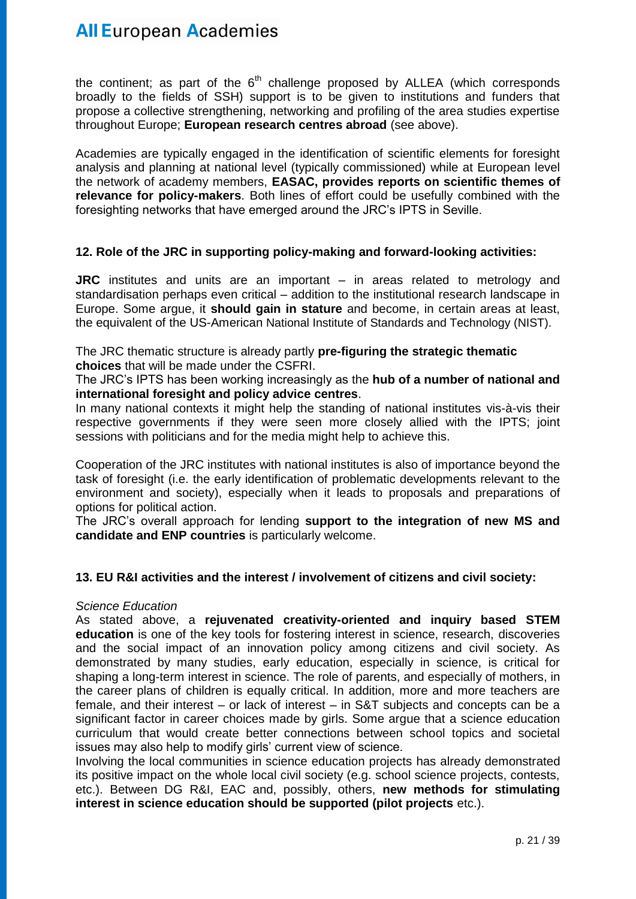the continent; as part of the 6th challenge proposed by ALLEA (which corresponds broadly to the fields of SSH) support is to be given to institutions and funders that propose a collective strengthening, networking and profiling of the area studies expertise throughout Europe; **European research centres abroad** (see above).

Academies are typically engaged in the identification of scientific elements for foresight analysis and planning at national level (typically commissioned) while at European level the network of academy members, **EASAC, provides reports on scientific themes of relevance for policy-makers**. Both lines of effort could be usefully combined with the foresighting networks that have emerged around the JRC's IPTS in Seville.

### 12. Role of the JRC in supporting policy-making and forward-looking activities:

**JRC** institutes and units are an important – in areas related to metrology and standardisation perhaps even critical – addition to the institutional research landscape in Europe. Some argue, it **should gain in stature** and become, in certain areas at least, the equivalent of the US-American National Institute of Standards and Technology (NIST).

The JRC thematic structure is already partly **pre-figuring the strategic thematic choices** that will be made under the CSFRI.

The JRC's IPTS has been working increasingly as the **hub of a number of national and international foresight and policy advice centres**.

In many national contexts it might help the standing of national institutes vis-à-vis their respective governments if they were seen more closely allied with the IPTS; joint sessions with politicians and for the media might help to achieve this.

Cooperation of the JRC institutes with national institutes is also of importance beyond the task of foresight (i.e. the early identification of problematic developments relevant to the environment and society), especially when it leads to proposals and preparations of options for political action.

The JRC's overall approach for lending **support to the integration of new MS and candidate and ENP countries** is particularly welcome.

### 13. EU R&I activities and the interest / involvement of citizens and civil society:

*Science Education*

As stated above, a **rejuvenated creativity-oriented and inquiry based STEM education** is one of the key tools for fostering interest in science, research, discoveries and the social impact of an innovation policy among citizens and civil society. As demonstrated by many studies, early education, especially in science, is critical for shaping a long-term interest in science. The role of parents, and especially of mothers, in the career plans of children is equally critical. In addition, more and more teachers are female, and their interest – or lack of interest – in S&T subjects and concepts can be a significant factor in career choices made by girls. Some argue that a science education curriculum that would create better connections between school topics and societal issues may also help to modify girls' current view of science.

Involving the local communities in science education projects has already demonstrated its positive impact on the whole local civil society (e.g. school science projects, contests, etc.). Between DG R&I, EAC and, possibly, others, **new methods for stimulating interest in science education should be supported (pilot projects** etc.).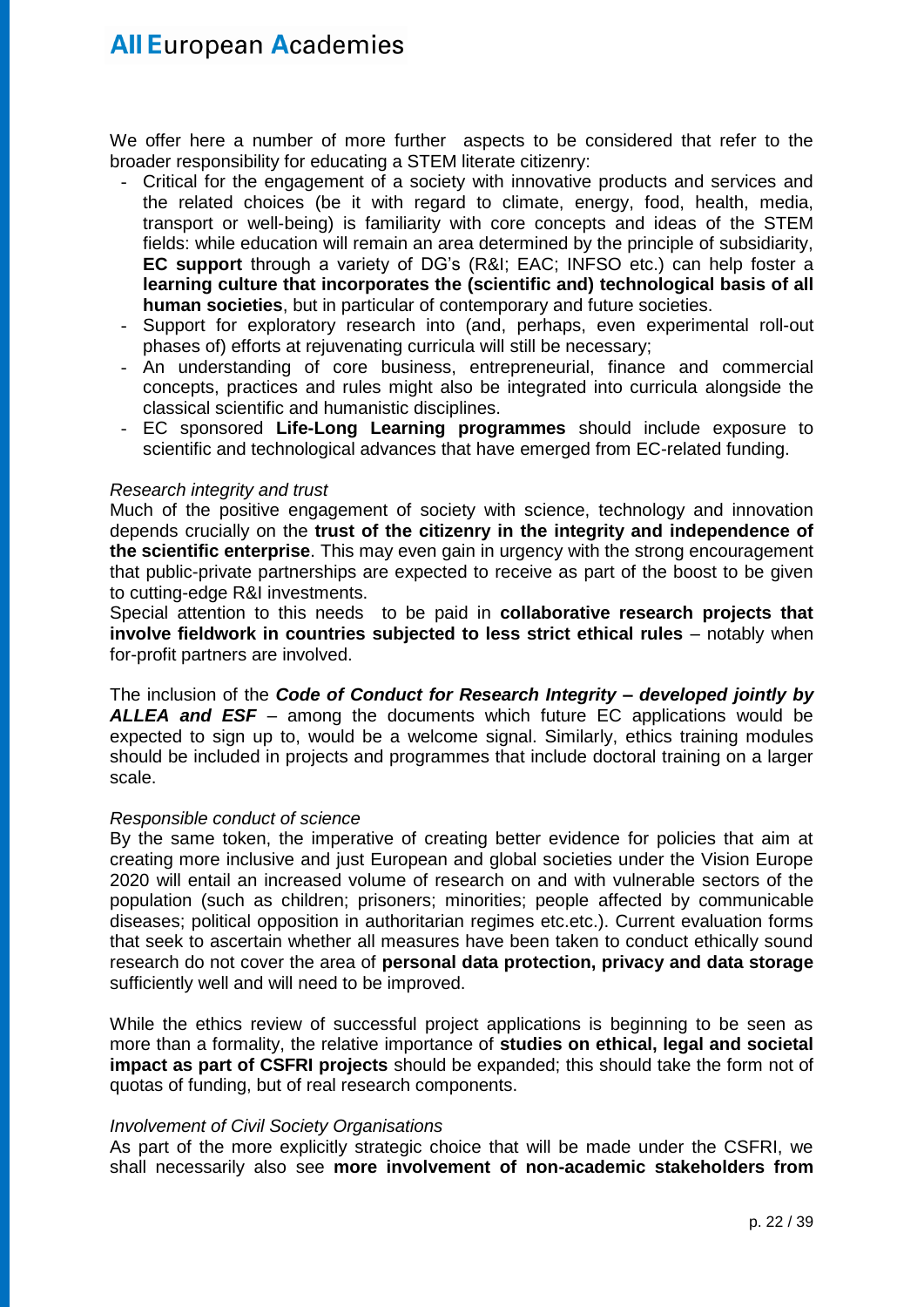We offer here a number of more further aspects to be considered that refer to the broader responsibility for educating a STEM literate citizenry:

- Critical for the engagement of a society with innovative products and services and the related choices (be it with regard to climate, energy, food, health, media, transport or well-being) is familiarity with core concepts and ideas of the STEM fields: while education will remain an area determined by the principle of subsidiarity, **EC support** through a variety of DG's (R&I; EAC; INFSO etc.) can help foster a **learning culture that incorporates the (scientific and) technological basis of all human societies**, but in particular of contemporary and future societies.
- Support for exploratory research into (and, perhaps, even experimental roll-out phases of) efforts at rejuvenating curricula will still be necessary;
- An understanding of core business, entrepreneurial, finance and commercial concepts, practices and rules might also be integrated into curricula alongside the classical scientific and humanistic disciplines.
- EC sponsored **Life-Long Learning programmes** should include exposure to scientific and technological advances that have emerged from EC-related funding.

*Research integrity and trust*

Much of the positive engagement of society with science, technology and innovation depends crucially on the **trust of the citizenry in the integrity and independence of the scientific enterprise**. This may even gain in urgency with the strong encouragement that public-private partnerships are expected to receive as part of the boost to be given to cutting-edge R&I investments.

Special attention to this needs to be paid in **collaborative research projects that involve fieldwork in countries subjected to less strict ethical rules** – notably when for-profit partners are involved.

The inclusion of the ***Code of Conduct for Research Integrity – developed jointly by ALLEA and ESF*** – among the documents which future EC applications would be expected to sign up to, would be a welcome signal. Similarly, ethics training modules should be included in projects and programmes that include doctoral training on a larger scale.

*Responsible conduct of science*

By the same token, the imperative of creating better evidence for policies that aim at creating more inclusive and just European and global societies under the Vision Europe 2020 will entail an increased volume of research on and with vulnerable sectors of the population (such as children; prisoners; minorities; people affected by communicable diseases; political opposition in authoritarian regimes etc.etc.). Current evaluation forms that seek to ascertain whether all measures have been taken to conduct ethically sound research do not cover the area of **personal data protection, privacy and data storage** sufficiently well and will need to be improved.

While the ethics review of successful project applications is beginning to be seen as more than a formality, the relative importance of **studies on ethical, legal and societal impact as part of CSFRI projects** should be expanded; this should take the form not of quotas of funding, but of real research components.

*Involvement of Civil Society Organisations*

As part of the more explicitly strategic choice that will be made under the CSFRI, we shall necessarily also see **more involvement of non-academic stakeholders from**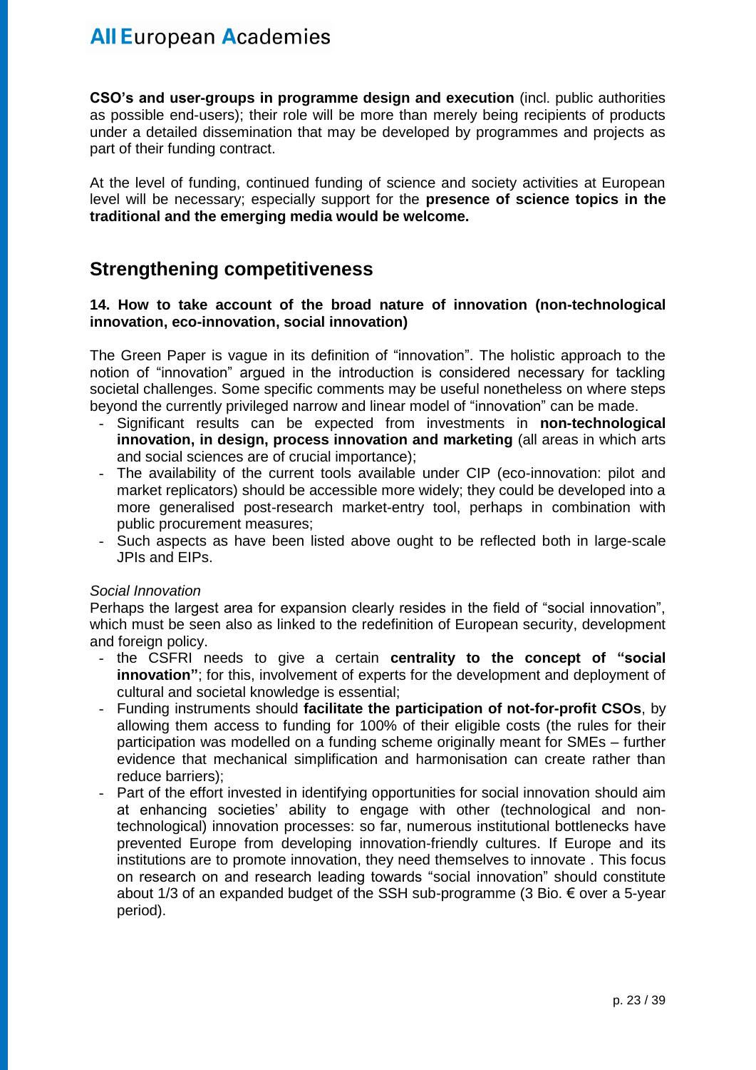**CSO's and user-groups in programme design and execution** (incl. public authorities as possible end-users); their role will be more than merely being recipients of products under a detailed dissemination that may be developed by programmes and projects as part of their funding contract.

At the level of funding, continued funding of science and society activities at European level will be necessary; especially support for the **presence of science topics in the traditional and the emerging media would be welcome.**

## Strengthening competitiveness

### 14. How to take account of the broad nature of innovation (non-technological innovation, eco-innovation, social innovation)

The Green Paper is vague in its definition of "innovation". The holistic approach to the notion of "innovation" argued in the introduction is considered necessary for tackling societal challenges. Some specific comments may be useful nonetheless on where steps beyond the currently privileged narrow and linear model of "innovation" can be made.

- Significant results can be expected from investments in **non-technological innovation, in design, process innovation and marketing** (all areas in which arts and social sciences are of crucial importance);
- The availability of the current tools available under CIP (eco-innovation: pilot and market replicators) should be accessible more widely; they could be developed into a more generalised post-research market-entry tool, perhaps in combination with public procurement measures;
- Such aspects as have been listed above ought to be reflected both in large-scale JPIs and EIPs.

*Social Innovation*

Perhaps the largest area for expansion clearly resides in the field of "social innovation", which must be seen also as linked to the redefinition of European security, development and foreign policy.

- the CSFRI needs to give a certain **centrality to the concept of "social innovation"**; for this, involvement of experts for the development and deployment of cultural and societal knowledge is essential;
- Funding instruments should **facilitate the participation of not-for-profit CSOs**, by allowing them access to funding for 100% of their eligible costs (the rules for their participation was modelled on a funding scheme originally meant for SMEs – further evidence that mechanical simplification and harmonisation can create rather than reduce barriers);
- Part of the effort invested in identifying opportunities for social innovation should aim at enhancing societies' ability to engage with other (technological and non-technological) innovation processes: so far, numerous institutional bottlenecks have prevented Europe from developing innovation-friendly cultures. If Europe and its institutions are to promote innovation, they need themselves to innovate . This focus on research on and research leading towards "social innovation" should constitute about 1/3 of an expanded budget of the SSH sub-programme (3 Bio. € over a 5-year period).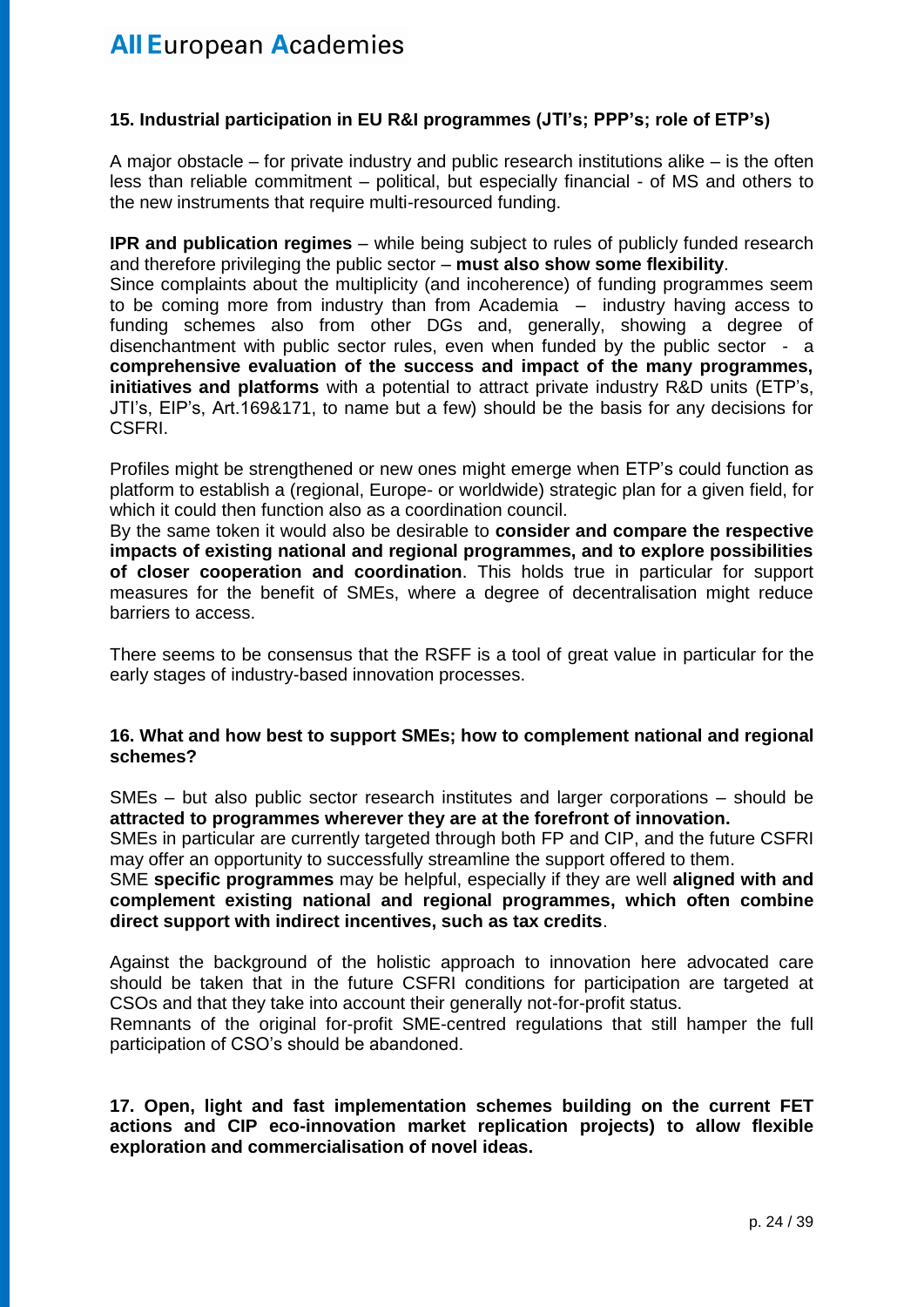### 15. Industrial participation in EU R&I programmes (JTI's; PPP's; role of ETP's)

A major obstacle – for private industry and public research institutions alike – is the often less than reliable commitment – political, but especially financial - of MS and others to the new instruments that require multi-resourced funding.

**IPR and publication regimes** – while being subject to rules of publicly funded research and therefore privileging the public sector – **must also show some flexibility**.
Since complaints about the multiplicity (and incoherence) of funding programmes seem to be coming more from industry than from Academia – industry having access to funding schemes also from other DGs and, generally, showing a degree of disenchantment with public sector rules, even when funded by the public sector - a **comprehensive evaluation of the success and impact of the many programmes, initiatives and platforms** with a potential to attract private industry R&D units (ETP's, JTI's, EIP's, Art.169&171, to name but a few) should be the basis for any decisions for CSFRI.

Profiles might be strengthened or new ones might emerge when ETP's could function as platform to establish a (regional, Europe- or worldwide) strategic plan for a given field, for which it could then function also as a coordination council.
By the same token it would also be desirable to **consider and compare the respective impacts of existing national and regional programmes, and to explore possibilities of closer cooperation and coordination**. This holds true in particular for support measures for the benefit of SMEs, where a degree of decentralisation might reduce barriers to access.

There seems to be consensus that the RSFF is a tool of great value in particular for the early stages of industry-based innovation processes.

### 16. What and how best to support SMEs; how to complement national and regional schemes?

SMEs – but also public sector research institutes and larger corporations – should be **attracted to programmes wherever they are at the forefront of innovation.**
SMEs in particular are currently targeted through both FP and CIP, and the future CSFRI may offer an opportunity to successfully streamline the support offered to them.
SME **specific programmes** may be helpful, especially if they are well **aligned with and complement existing national and regional programmes, which often combine direct support with indirect incentives, such as tax credits**.

Against the background of the holistic approach to innovation here advocated care should be taken that in the future CSFRI conditions for participation are targeted at CSOs and that they take into account their generally not-for-profit status.
Remnants of the original for-profit SME-centred regulations that still hamper the full participation of CSO's should be abandoned.

### 17. Open, light and fast implementation schemes building on the current FET actions and CIP eco-innovation market replication projects) to allow flexible exploration and commercialisation of novel ideas.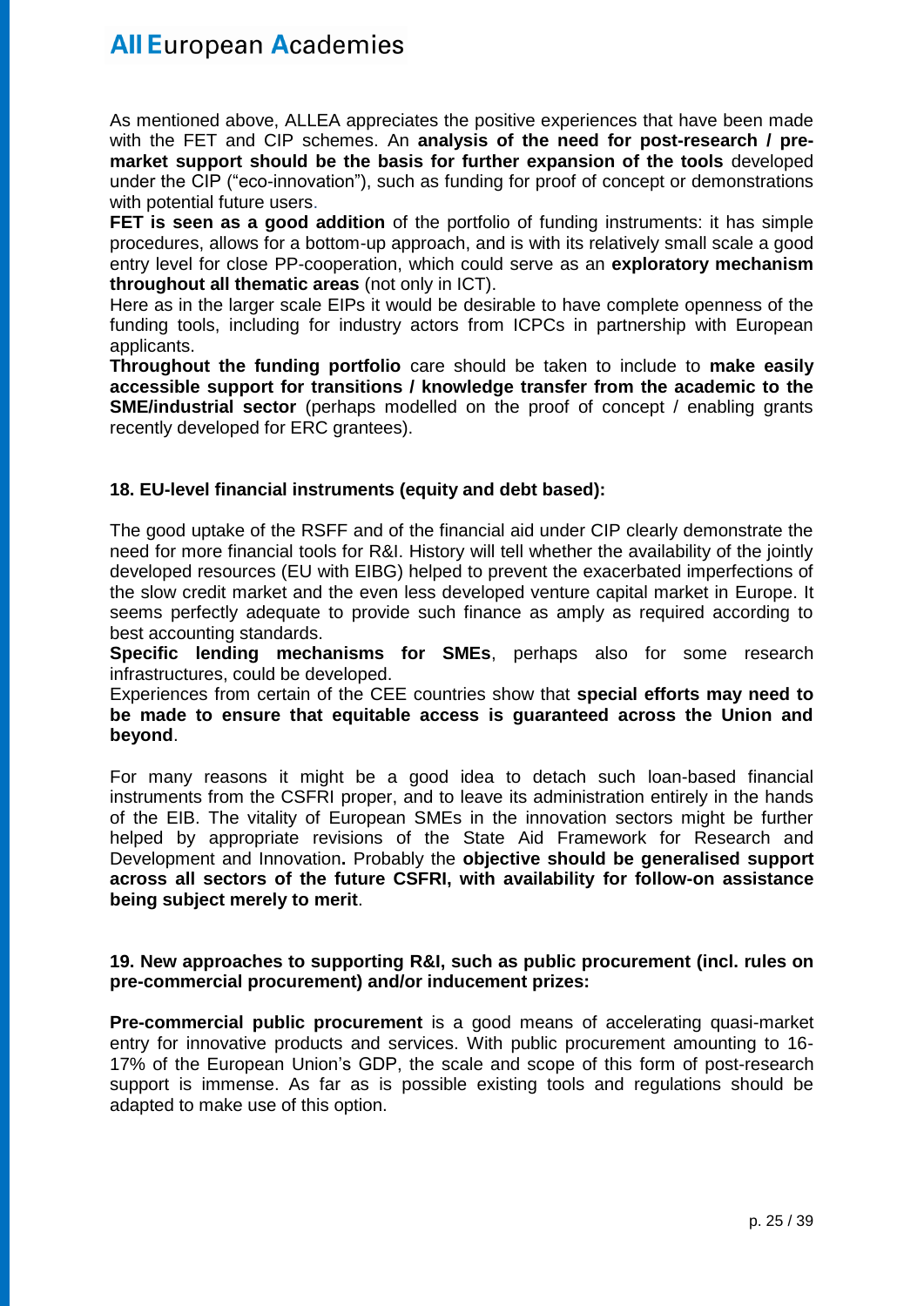As mentioned above, ALLEA appreciates the positive experiences that have been made with the FET and CIP schemes. An **analysis of the need for post-research / pre-market support should be the basis for further expansion of the tools** developed under the CIP ("eco-innovation"), such as funding for proof of concept or demonstrations with potential future users.

**FET is seen as a good addition** of the portfolio of funding instruments: it has simple procedures, allows for a bottom-up approach, and is with its relatively small scale a good entry level for close PP-cooperation, which could serve as an **exploratory mechanism throughout all thematic areas** (not only in ICT).

Here as in the larger scale EIPs it would be desirable to have complete openness of the funding tools, including for industry actors from ICPCs in partnership with European applicants.

**Throughout the funding portfolio** care should be taken to include to **make easily accessible support for transitions / knowledge transfer from the academic to the SME/industrial sector** (perhaps modelled on the proof of concept / enabling grants recently developed for ERC grantees).

**18. EU-level financial instruments (equity and debt based):**

The good uptake of the RSFF and of the financial aid under CIP clearly demonstrate the need for more financial tools for R&I. History will tell whether the availability of the jointly developed resources (EU with EIBG) helped to prevent the exacerbated imperfections of the slow credit market and the even less developed venture capital market in Europe. It seems perfectly adequate to provide such finance as amply as required according to best accounting standards.

**Specific lending mechanisms for SMEs**, perhaps also for some research infrastructures, could be developed.

Experiences from certain of the CEE countries show that **special efforts may need to be made to ensure that equitable access is guaranteed across the Union and beyond**.

For many reasons it might be a good idea to detach such loan-based financial instruments from the CSFRI proper, and to leave its administration entirely in the hands of the EIB. The vitality of European SMEs in the innovation sectors might be further helped by appropriate revisions of the State Aid Framework for Research and Development and Innovation**.** Probably the **objective should be generalised support across all sectors of the future CSFRI, with availability for follow-on assistance being subject merely to merit**.

**19. New approaches to supporting R&I, such as public procurement (incl. rules on pre-commercial procurement) and/or inducement prizes:**

**Pre-commercial public procurement** is a good means of accelerating quasi-market entry for innovative products and services. With public procurement amounting to 16-17% of the European Union's GDP, the scale and scope of this form of post-research support is immense. As far as is possible existing tools and regulations should be adapted to make use of this option.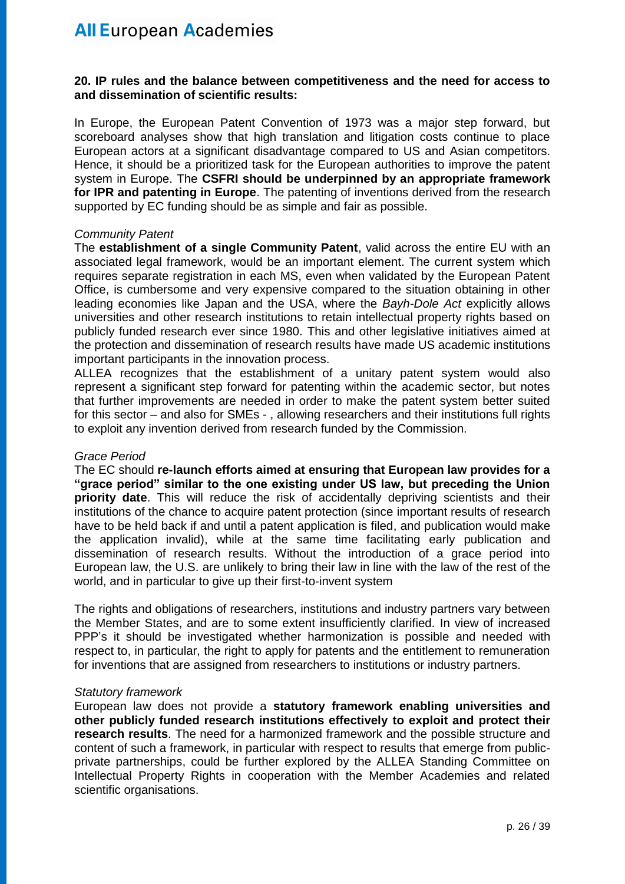**20. IP rules and the balance between competitiveness and the need for access to and dissemination of scientific results:**

In Europe, the European Patent Convention of 1973 was a major step forward, but scoreboard analyses show that high translation and litigation costs continue to place European actors at a significant disadvantage compared to US and Asian competitors. Hence, it should be a prioritized task for the European authorities to improve the patent system in Europe. The **CSFRI should be underpinned by an appropriate framework for IPR and patenting in Europe**. The patenting of inventions derived from the research supported by EC funding should be as simple and fair as possible.

*Community Patent*

The **establishment of a single Community Patent**, valid across the entire EU with an associated legal framework, would be an important element. The current system which requires separate registration in each MS, even when validated by the European Patent Office, is cumbersome and very expensive compared to the situation obtaining in other leading economies like Japan and the USA, where the *Bayh-Dole Act* explicitly allows universities and other research institutions to retain intellectual property rights based on publicly funded research ever since 1980. This and other legislative initiatives aimed at the protection and dissemination of research results have made US academic institutions important participants in the innovation process.

ALLEA recognizes that the establishment of a unitary patent system would also represent a significant step forward for patenting within the academic sector, but notes that further improvements are needed in order to make the patent system better suited for this sector – and also for SMEs - , allowing researchers and their institutions full rights to exploit any invention derived from research funded by the Commission.

*Grace Period*

The EC should **re-launch efforts aimed at ensuring that European law provides for a "grace period" similar to the one existing under US law, but preceding the Union priority date**. This will reduce the risk of accidentally depriving scientists and their institutions of the chance to acquire patent protection (since important results of research have to be held back if and until a patent application is filed, and publication would make the application invalid), while at the same time facilitating early publication and dissemination of research results. Without the introduction of a grace period into European law, the U.S. are unlikely to bring their law in line with the law of the rest of the world, and in particular to give up their first-to-invent system

The rights and obligations of researchers, institutions and industry partners vary between the Member States, and are to some extent insufficiently clarified. In view of increased PPP's it should be investigated whether harmonization is possible and needed with respect to, in particular, the right to apply for patents and the entitlement to remuneration for inventions that are assigned from researchers to institutions or industry partners.

*Statutory framework*

European law does not provide a **statutory framework enabling universities and other publicly funded research institutions effectively to exploit and protect their research results**. The need for a harmonized framework and the possible structure and content of such a framework, in particular with respect to results that emerge from public-private partnerships, could be further explored by the ALLEA Standing Committee on Intellectual Property Rights in cooperation with the Member Academies and related scientific organisations.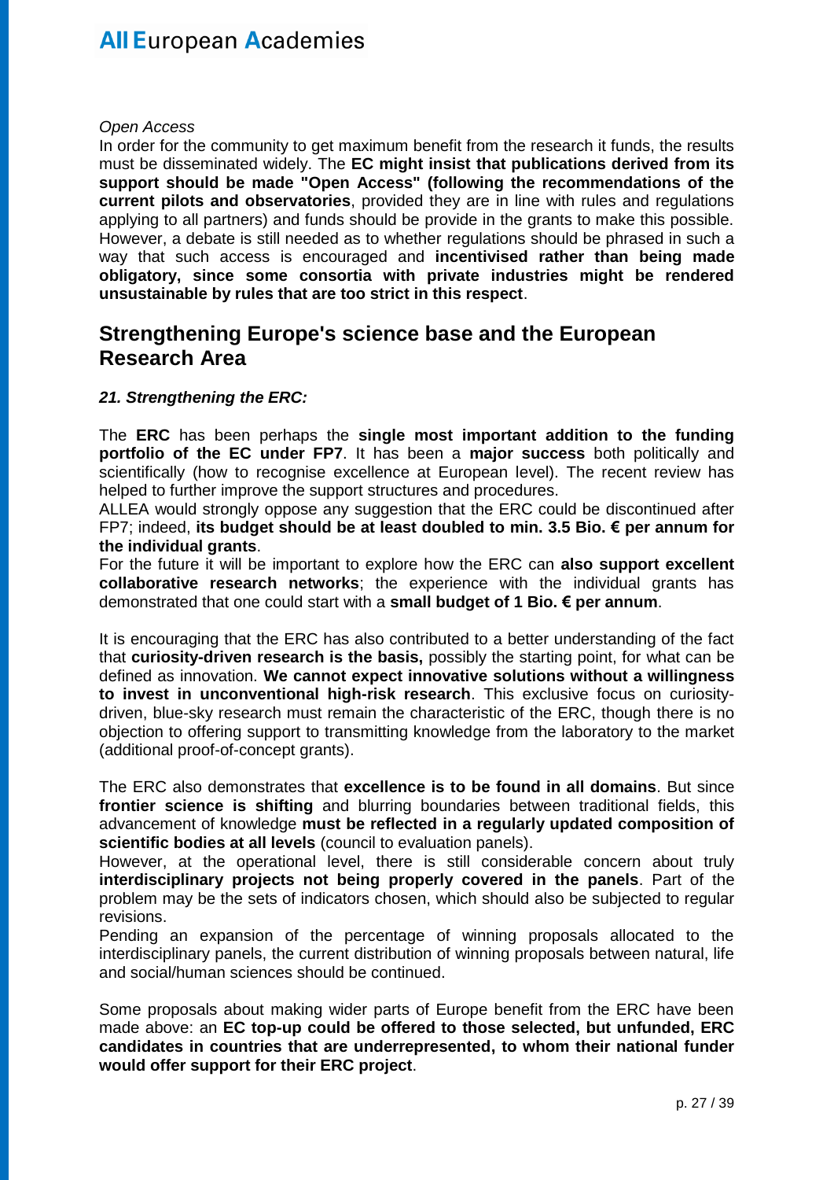*Open Access*

In order for the community to get maximum benefit from the research it funds, the results must be disseminated widely. The **EC might insist that publications derived from its support should be made "Open Access" (following the recommendations of the current pilots and observatories**, provided they are in line with rules and regulations applying to all partners) and funds should be provide in the grants to make this possible. However, a debate is still needed as to whether regulations should be phrased in such a way that such access is encouraged and **incentivised rather than being made obligatory, since some consortia with private industries might be rendered unsustainable by rules that are too strict in this respect**.

## Strengthening Europe's science base and the European Research Area

***21. Strengthening the ERC:***

The **ERC** has been perhaps the **single most important addition to the funding portfolio of the EC under FP7**. It has been a **major success** both politically and scientifically (how to recognise excellence at European level). The recent review has helped to further improve the support structures and procedures.

ALLEA would strongly oppose any suggestion that the ERC could be discontinued after FP7; indeed, **its budget should be at least doubled to min. 3.5 Bio. € per annum for the individual grants**.

For the future it will be important to explore how the ERC can **also support excellent collaborative research networks**; the experience with the individual grants has demonstrated that one could start with a **small budget of 1 Bio. € per annum**.

It is encouraging that the ERC has also contributed to a better understanding of the fact that **curiosity-driven research is the basis,** possibly the starting point, for what can be defined as innovation. **We cannot expect innovative solutions without a willingness to invest in unconventional high-risk research**. This exclusive focus on curiosity-driven, blue-sky research must remain the characteristic of the ERC, though there is no objection to offering support to transmitting knowledge from the laboratory to the market (additional proof-of-concept grants).

The ERC also demonstrates that **excellence is to be found in all domains**. But since **frontier science is shifting** and blurring boundaries between traditional fields, this advancement of knowledge **must be reflected in a regularly updated composition of scientific bodies at all levels** (council to evaluation panels).

However, at the operational level, there is still considerable concern about truly **interdisciplinary projects not being properly covered in the panels**. Part of the problem may be the sets of indicators chosen, which should also be subjected to regular revisions.

Pending an expansion of the percentage of winning proposals allocated to the interdisciplinary panels, the current distribution of winning proposals between natural, life and social/human sciences should be continued.

Some proposals about making wider parts of Europe benefit from the ERC have been made above: an **EC top-up could be offered to those selected, but unfunded, ERC candidates in countries that are underrepresented, to whom their national funder would offer support for their ERC project**.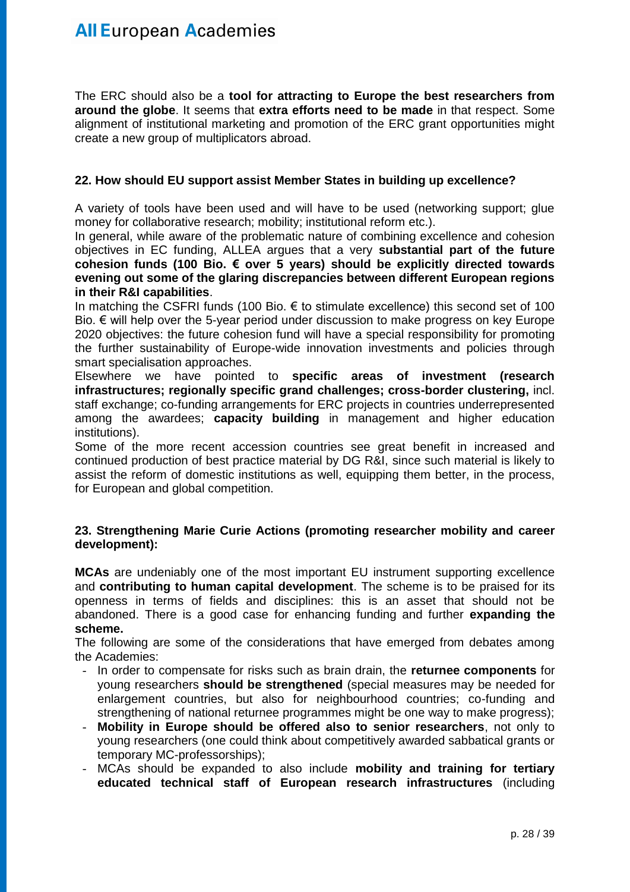The ERC should also be a **tool for attracting to Europe the best researchers from around the globe**. It seems that **extra efforts need to be made** in that respect. Some alignment of institutional marketing and promotion of the ERC grant opportunities might create a new group of multiplicators abroad.

### 22. How should EU support assist Member States in building up excellence?

A variety of tools have been used and will have to be used (networking support; glue money for collaborative research; mobility; institutional reform etc.).

In general, while aware of the problematic nature of combining excellence and cohesion objectives in EC funding, ALLEA argues that a very **substantial part of the future cohesion funds (100 Bio. € over 5 years) should be explicitly directed towards evening out some of the glaring discrepancies between different European regions in their R&I capabilities**.

In matching the CSFRI funds (100 Bio. € to stimulate excellence) this second set of 100 Bio. € will help over the 5-year period under discussion to make progress on key Europe 2020 objectives: the future cohesion fund will have a special responsibility for promoting the further sustainability of Europe-wide innovation investments and policies through smart specialisation approaches.

Elsewhere we have pointed to **specific areas of investment (research infrastructures; regionally specific grand challenges; cross-border clustering,** incl. staff exchange; co-funding arrangements for ERC projects in countries underrepresented among the awardees; **capacity building** in management and higher education institutions).

Some of the more recent accession countries see great benefit in increased and continued production of best practice material by DG R&I, since such material is likely to assist the reform of domestic institutions as well, equipping them better, in the process, for European and global competition.

### 23. Strengthening Marie Curie Actions (promoting researcher mobility and career development):

**MCAs** are undeniably one of the most important EU instrument supporting excellence and **contributing to human capital development**. The scheme is to be praised for its openness in terms of fields and disciplines: this is an asset that should not be abandoned. There is a good case for enhancing funding and further **expanding the scheme.**

The following are some of the considerations that have emerged from debates among the Academies:

- In order to compensate for risks such as brain drain, the **returnee components** for young researchers **should be strengthened** (special measures may be needed for enlargement countries, but also for neighbourhood countries; co-funding and strengthening of national returnee programmes might be one way to make progress);
- **Mobility in Europe should be offered also to senior researchers**, not only to young researchers (one could think about competitively awarded sabbatical grants or temporary MC-professorships);
- MCAs should be expanded to also include **mobility and training for tertiary educated technical staff of European research infrastructures** (including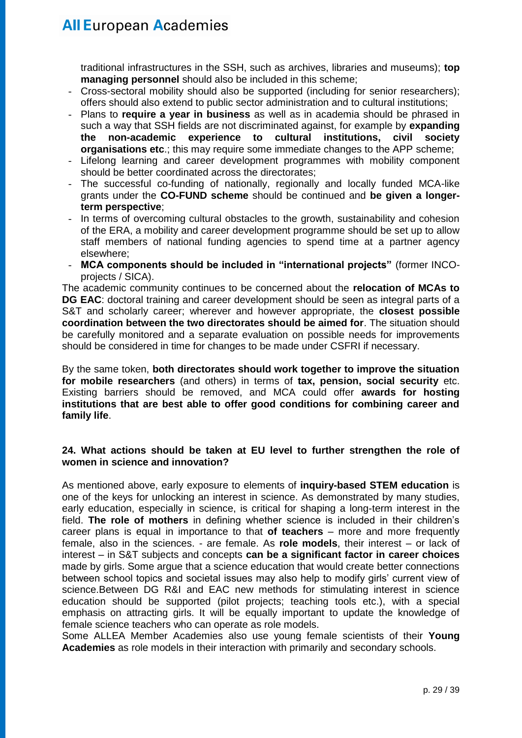traditional infrastructures in the SSH, such as archives, libraries and museums); **top managing personnel** should also be included in this scheme;

- Cross-sectoral mobility should also be supported (including for senior researchers); offers should also extend to public sector administration and to cultural institutions;
- Plans to **require a year in business** as well as in academia should be phrased in such a way that SSH fields are not discriminated against, for example by **expanding the non-academic experience to cultural institutions, civil society organisations etc**.; this may require some immediate changes to the APP scheme;
- Lifelong learning and career development programmes with mobility component should be better coordinated across the directorates;
- The successful co-funding of nationally, regionally and locally funded MCA-like grants under the **CO-FUND scheme** should be continued and **be given a longer-term perspective**;
- In terms of overcoming cultural obstacles to the growth, sustainability and cohesion of the ERA, a mobility and career development programme should be set up to allow staff members of national funding agencies to spend time at a partner agency elsewhere;
- **MCA components should be included in "international projects"** (former INCO-projects / SICA).

The academic community continues to be concerned about the **relocation of MCAs to DG EAC**: doctoral training and career development should be seen as integral parts of a S&T and scholarly career; wherever and however appropriate, the **closest possible coordination between the two directorates should be aimed for**. The situation should be carefully monitored and a separate evaluation on possible needs for improvements should be considered in time for changes to be made under CSFRI if necessary.

By the same token, **both directorates should work together to improve the situation for mobile researchers** (and others) in terms of **tax, pension, social security** etc. Existing barriers should be removed, and MCA could offer **awards for hosting institutions that are best able to offer good conditions for combining career and family life**.

### 24. What actions should be taken at EU level to further strengthen the role of women in science and innovation?

As mentioned above, early exposure to elements of **inquiry-based STEM education** is one of the keys for unlocking an interest in science. As demonstrated by many studies, early education, especially in science, is critical for shaping a long-term interest in the field. **The role of mothers** in defining whether science is included in their children's career plans is equal in importance to that **of teachers** – more and more frequently female, also in the sciences. - are female. As **role models**, their interest – or lack of interest – in S&T subjects and concepts **can be a significant factor in career choices** made by girls. Some argue that a science education that would create better connections between school topics and societal issues may also help to modify girls' current view of science.Between DG R&I and EAC new methods for stimulating interest in science education should be supported (pilot projects; teaching tools etc.), with a special emphasis on attracting girls. It will be equally important to update the knowledge of female science teachers who can operate as role models.

Some ALLEA Member Academies also use young female scientists of their **Young Academies** as role models in their interaction with primarily and secondary schools.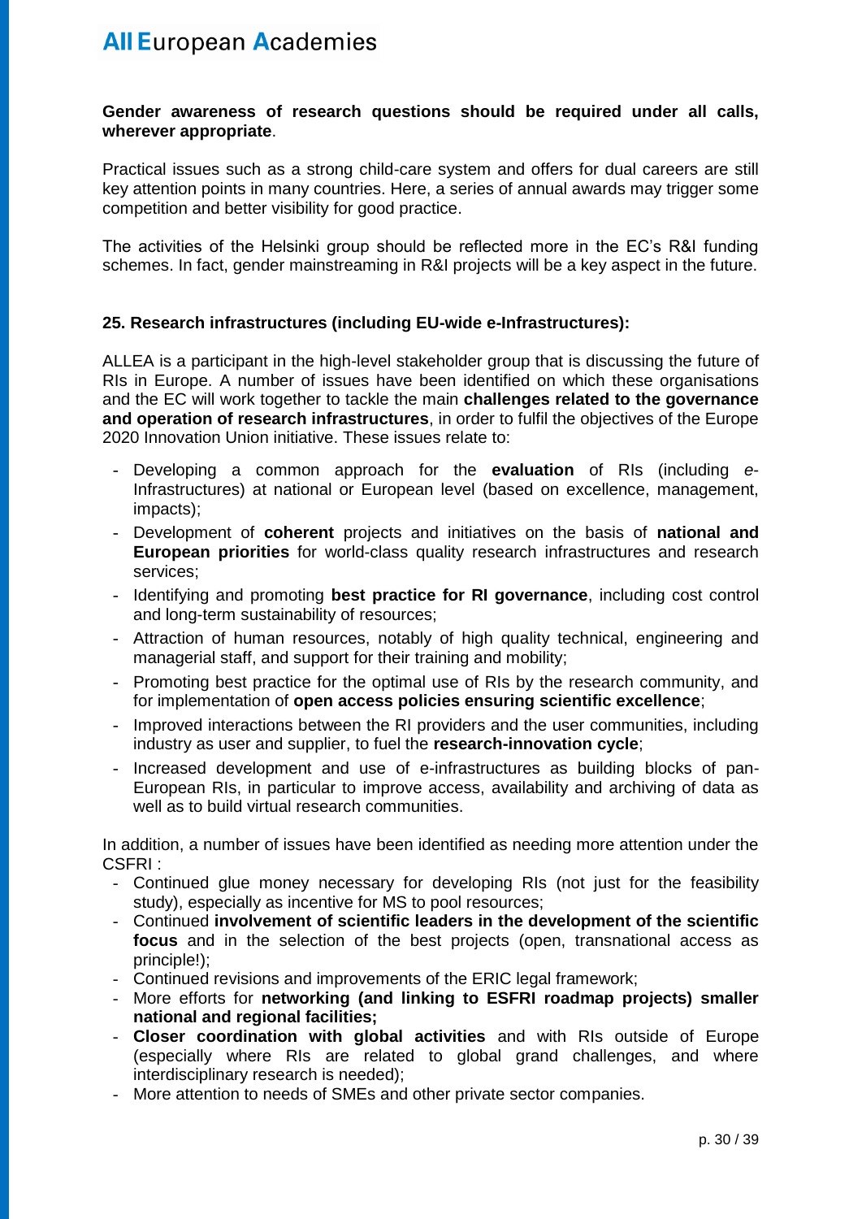**Gender awareness of research questions should be required under all calls, wherever appropriate**.

Practical issues such as a strong child-care system and offers for dual careers are still key attention points in many countries. Here, a series of annual awards may trigger some competition and better visibility for good practice.

The activities of the Helsinki group should be reflected more in the EC's R&I funding schemes. In fact, gender mainstreaming in R&I projects will be a key aspect in the future.

**25. Research infrastructures (including EU-wide e-Infrastructures):**

ALLEA is a participant in the high-level stakeholder group that is discussing the future of RIs in Europe. A number of issues have been identified on which these organisations and the EC will work together to tackle the main **challenges related to the governance and operation of research infrastructures**, in order to fulfil the objectives of the Europe 2020 Innovation Union initiative. These issues relate to:

- Developing a common approach for the **evaluation** of RIs (including *e*-Infrastructures) at national or European level (based on excellence, management, impacts);
- Development of **coherent** projects and initiatives on the basis of **national and European priorities** for world-class quality research infrastructures and research services;
- Identifying and promoting **best practice for RI governance**, including cost control and long-term sustainability of resources;
- Attraction of human resources, notably of high quality technical, engineering and managerial staff, and support for their training and mobility;
- Promoting best practice for the optimal use of RIs by the research community, and for implementation of **open access policies ensuring scientific excellence**;
- Improved interactions between the RI providers and the user communities, including industry as user and supplier, to fuel the **research-innovation cycle**;
- Increased development and use of e-infrastructures as building blocks of pan-European RIs, in particular to improve access, availability and archiving of data as well as to build virtual research communities.

In addition, a number of issues have been identified as needing more attention under the CSFRI :

- Continued glue money necessary for developing RIs (not just for the feasibility study), especially as incentive for MS to pool resources;
- Continued **involvement of scientific leaders in the development of the scientific focus** and in the selection of the best projects (open, transnational access as principle!);
- Continued revisions and improvements of the ERIC legal framework;
- More efforts for **networking (and linking to ESFRI roadmap projects) smaller national and regional facilities;**
- **Closer coordination with global activities** and with RIs outside of Europe (especially where RIs are related to global grand challenges, and where interdisciplinary research is needed);
- More attention to needs of SMEs and other private sector companies.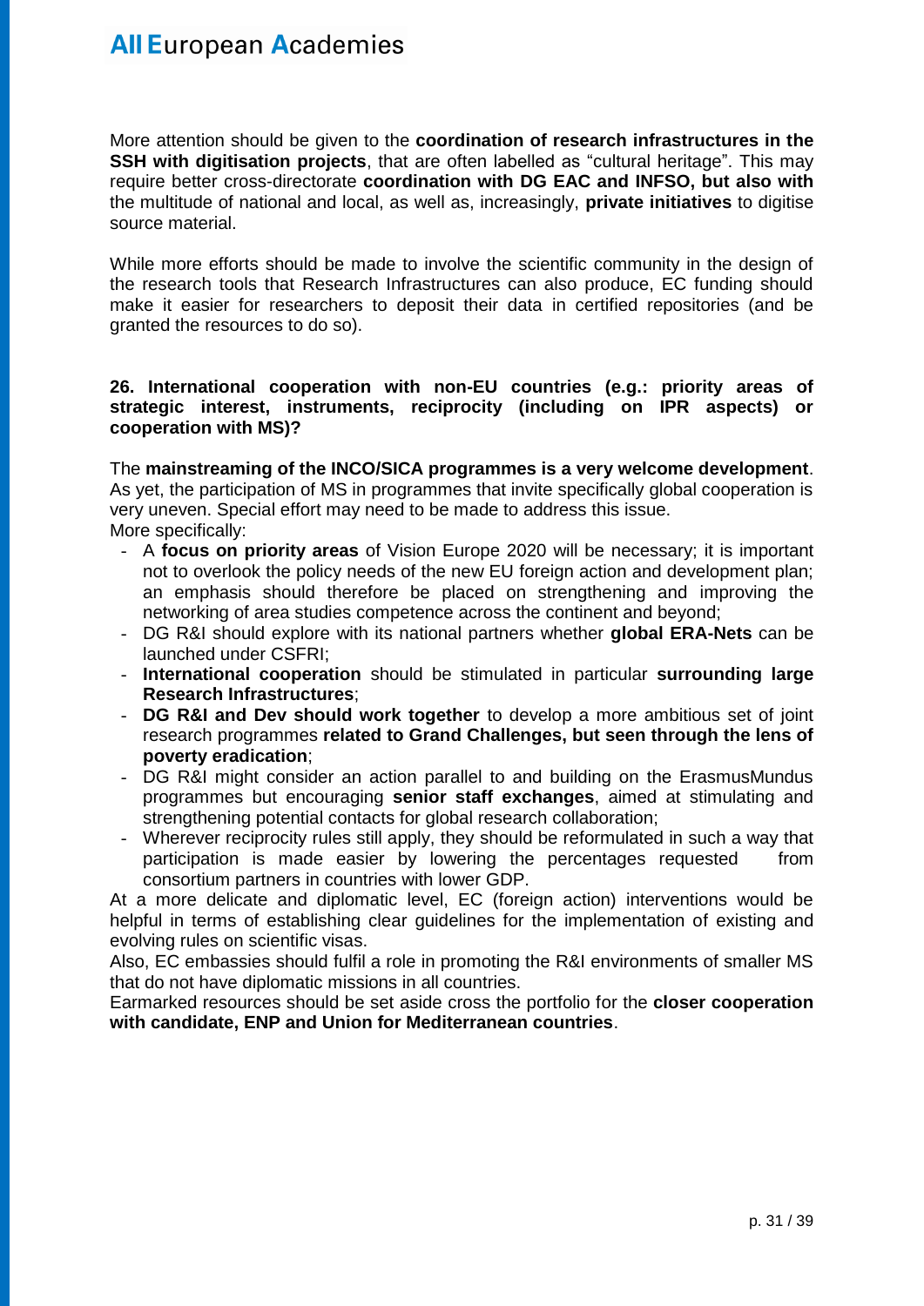More attention should be given to the **coordination of research infrastructures in the SSH with digitisation projects**, that are often labelled as "cultural heritage". This may require better cross-directorate **coordination with DG EAC and INFSO, but also with** the multitude of national and local, as well as, increasingly, **private initiatives** to digitise source material.

While more efforts should be made to involve the scientific community in the design of the research tools that Research Infrastructures can also produce, EC funding should make it easier for researchers to deposit their data in certified repositories (and be granted the resources to do so).

**26. International cooperation with non-EU countries (e.g.: priority areas of strategic interest, instruments, reciprocity (including on IPR aspects) or cooperation with MS)?**

The **mainstreaming of the INCO/SICA programmes is a very welcome development**. As yet, the participation of MS in programmes that invite specifically global cooperation is very uneven. Special effort may need to be made to address this issue.
More specifically:

- A **focus on priority areas** of Vision Europe 2020 will be necessary; it is important not to overlook the policy needs of the new EU foreign action and development plan; an emphasis should therefore be placed on strengthening and improving the networking of area studies competence across the continent and beyond;
- DG R&I should explore with its national partners whether **global ERA-Nets** can be launched under CSFRI;
- **International cooperation** should be stimulated in particular **surrounding large Research Infrastructures**;
- **DG R&I and Dev should work together** to develop a more ambitious set of joint research programmes **related to Grand Challenges, but seen through the lens of poverty eradication**;
- DG R&I might consider an action parallel to and building on the ErasmusMundus programmes but encouraging **senior staff exchanges**, aimed at stimulating and strengthening potential contacts for global research collaboration;
- Wherever reciprocity rules still apply, they should be reformulated in such a way that participation is made easier by lowering the percentages requested from consortium partners in countries with lower GDP.

At a more delicate and diplomatic level, EC (foreign action) interventions would be helpful in terms of establishing clear guidelines for the implementation of existing and evolving rules on scientific visas.
Also, EC embassies should fulfil a role in promoting the R&I environments of smaller MS that do not have diplomatic missions in all countries.
Earmarked resources should be set aside cross the portfolio for the **closer cooperation with candidate, ENP and Union for Mediterranean countries**.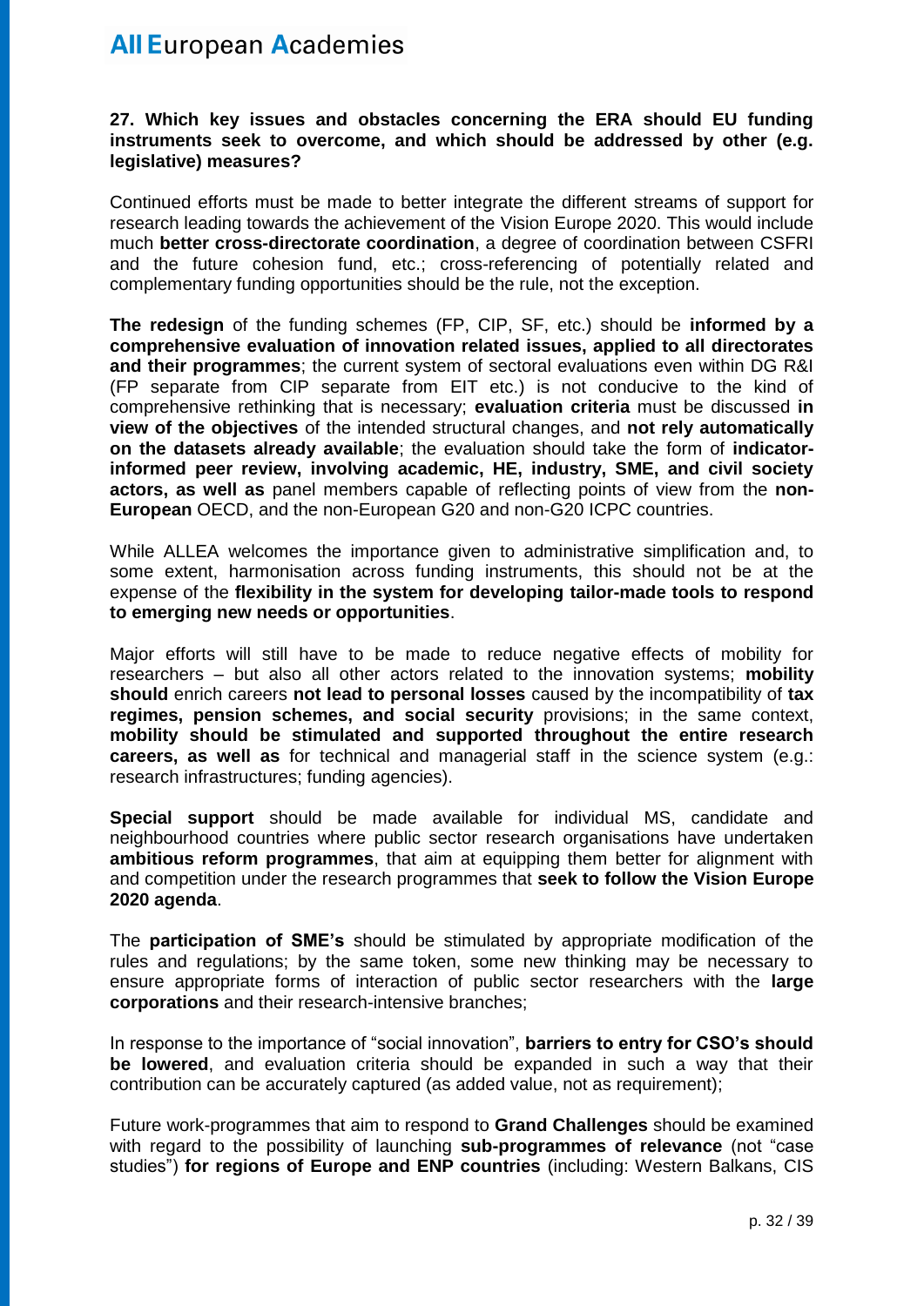**27. Which key issues and obstacles concerning the ERA should EU funding instruments seek to overcome, and which should be addressed by other (e.g. legislative) measures?**

Continued efforts must be made to better integrate the different streams of support for research leading towards the achievement of the Vision Europe 2020. This would include much **better cross-directorate coordination**, a degree of coordination between CSFRI and the future cohesion fund, etc.; cross-referencing of potentially related and complementary funding opportunities should be the rule, not the exception.

**The redesign** of the funding schemes (FP, CIP, SF, etc.) should be **informed by a comprehensive evaluation of innovation related issues, applied to all directorates and their programmes**; the current system of sectoral evaluations even within DG R&I (FP separate from CIP separate from EIT etc.) is not conducive to the kind of comprehensive rethinking that is necessary; **evaluation criteria** must be discussed **in view of the objectives** of the intended structural changes, and **not rely automatically on the datasets already available**; the evaluation should take the form of **indicator-informed peer review, involving academic, HE, industry, SME, and civil society actors, as well as** panel members capable of reflecting points of view from the **non-European** OECD, and the non-European G20 and non-G20 ICPC countries.

While ALLEA welcomes the importance given to administrative simplification and, to some extent, harmonisation across funding instruments, this should not be at the expense of the **flexibility in the system for developing tailor-made tools to respond to emerging new needs or opportunities**.

Major efforts will still have to be made to reduce negative effects of mobility for researchers – but also all other actors related to the innovation systems; **mobility should** enrich careers **not lead to personal losses** caused by the incompatibility of **tax regimes, pension schemes, and social security** provisions; in the same context, **mobility should be stimulated and supported throughout the entire research careers, as well as** for technical and managerial staff in the science system (e.g.: research infrastructures; funding agencies).

**Special support** should be made available for individual MS, candidate and neighbourhood countries where public sector research organisations have undertaken **ambitious reform programmes**, that aim at equipping them better for alignment with and competition under the research programmes that **seek to follow the Vision Europe 2020 agenda**.

The **participation of SME's** should be stimulated by appropriate modification of the rules and regulations; by the same token, some new thinking may be necessary to ensure appropriate forms of interaction of public sector researchers with the **large corporations** and their research-intensive branches;

In response to the importance of "social innovation", **barriers to entry for CSO's should be lowered**, and evaluation criteria should be expanded in such a way that their contribution can be accurately captured (as added value, not as requirement);

Future work-programmes that aim to respond to **Grand Challenges** should be examined with regard to the possibility of launching **sub-programmes of relevance** (not "case studies") **for regions of Europe and ENP countries** (including: Western Balkans, CIS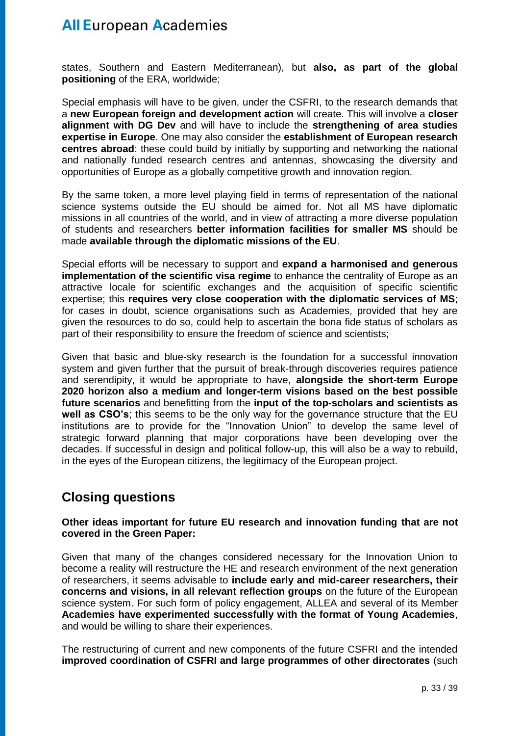states, Southern and Eastern Mediterranean), but **also, as part of the global positioning** of the ERA, worldwide;

Special emphasis will have to be given, under the CSFRI, to the research demands that a **new European foreign and development action** will create. This will involve a **closer alignment with DG Dev** and will have to include the **strengthening of area studies expertise in Europe**. One may also consider the **establishment of European research centres abroad**: these could build by initially by supporting and networking the national and nationally funded research centres and antennas, showcasing the diversity and opportunities of Europe as a globally competitive growth and innovation region.

By the same token, a more level playing field in terms of representation of the national science systems outside the EU should be aimed for. Not all MS have diplomatic missions in all countries of the world, and in view of attracting a more diverse population of students and researchers **better information facilities for smaller MS** should be made **available through the diplomatic missions of the EU**.

Special efforts will be necessary to support and **expand a harmonised and generous implementation of the scientific visa regime** to enhance the centrality of Europe as an attractive locale for scientific exchanges and the acquisition of specific scientific expertise; this **requires very close cooperation with the diplomatic services of MS**; for cases in doubt, science organisations such as Academies, provided that hey are given the resources to do so, could help to ascertain the bona fide status of scholars as part of their responsibility to ensure the freedom of science and scientists;

Given that basic and blue-sky research is the foundation for a successful innovation system and given further that the pursuit of break-through discoveries requires patience and serendipity, it would be appropriate to have, **alongside the short-term Europe 2020 horizon also a medium and longer-term visions based on the best possible future scenarios** and benefitting from the **input of the top-scholars and scientists as well as CSO's**; this seems to be the only way for the governance structure that the EU institutions are to provide for the "Innovation Union" to develop the same level of strategic forward planning that major corporations have been developing over the decades. If successful in design and political follow-up, this will also be a way to rebuild, in the eyes of the European citizens, the legitimacy of the European project.

## Closing questions

**Other ideas important for future EU research and innovation funding that are not covered in the Green Paper:**

Given that many of the changes considered necessary for the Innovation Union to become a reality will restructure the HE and research environment of the next generation of researchers, it seems advisable to **include early and mid-career researchers, their concerns and visions, in all relevant reflection groups** on the future of the European science system. For such form of policy engagement, ALLEA and several of its Member **Academies have experimented successfully with the format of Young Academies**, and would be willing to share their experiences.

The restructuring of current and new components of the future CSFRI and the intended **improved coordination of CSFRI and large programmes of other directorates** (such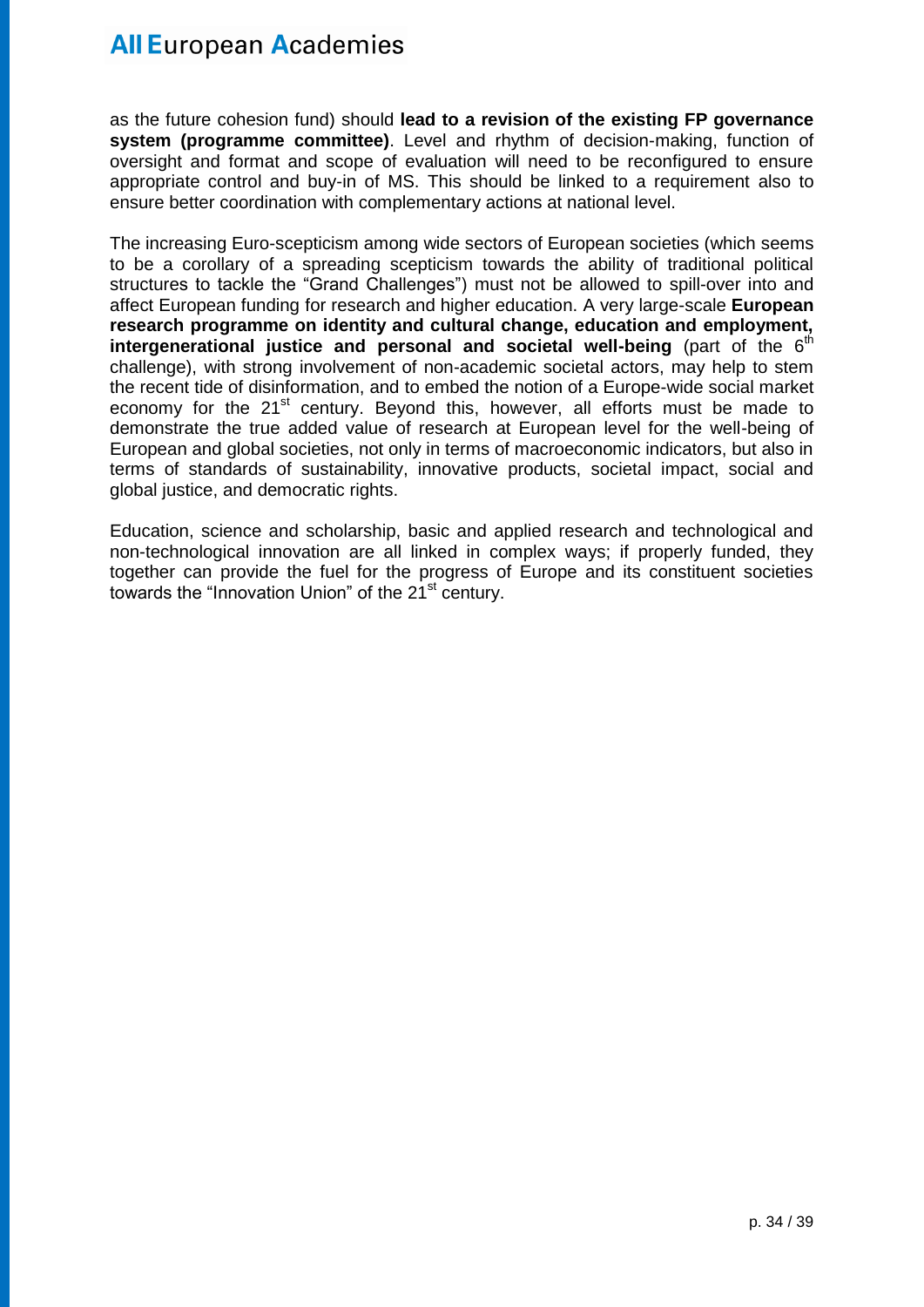as the future cohesion fund) should **lead to a revision of the existing FP governance system (programme committee)**. Level and rhythm of decision-making, function of oversight and format and scope of evaluation will need to be reconfigured to ensure appropriate control and buy-in of MS. This should be linked to a requirement also to ensure better coordination with complementary actions at national level.

The increasing Euro-scepticism among wide sectors of European societies (which seems to be a corollary of a spreading scepticism towards the ability of traditional political structures to tackle the "Grand Challenges") must not be allowed to spill-over into and affect European funding for research and higher education. A very large-scale **European research programme on identity and cultural change, education and employment, intergenerational justice and personal and societal well-being** (part of the 6th challenge), with strong involvement of non-academic societal actors, may help to stem the recent tide of disinformation, and to embed the notion of a Europe-wide social market economy for the 21st century. Beyond this, however, all efforts must be made to demonstrate the true added value of research at European level for the well-being of European and global societies, not only in terms of macroeconomic indicators, but also in terms of standards of sustainability, innovative products, societal impact, social and global justice, and democratic rights.

Education, science and scholarship, basic and applied research and technological and non-technological innovation are all linked in complex ways; if properly funded, they together can provide the fuel for the progress of Europe and its constituent societies towards the "Innovation Union" of the 21st century.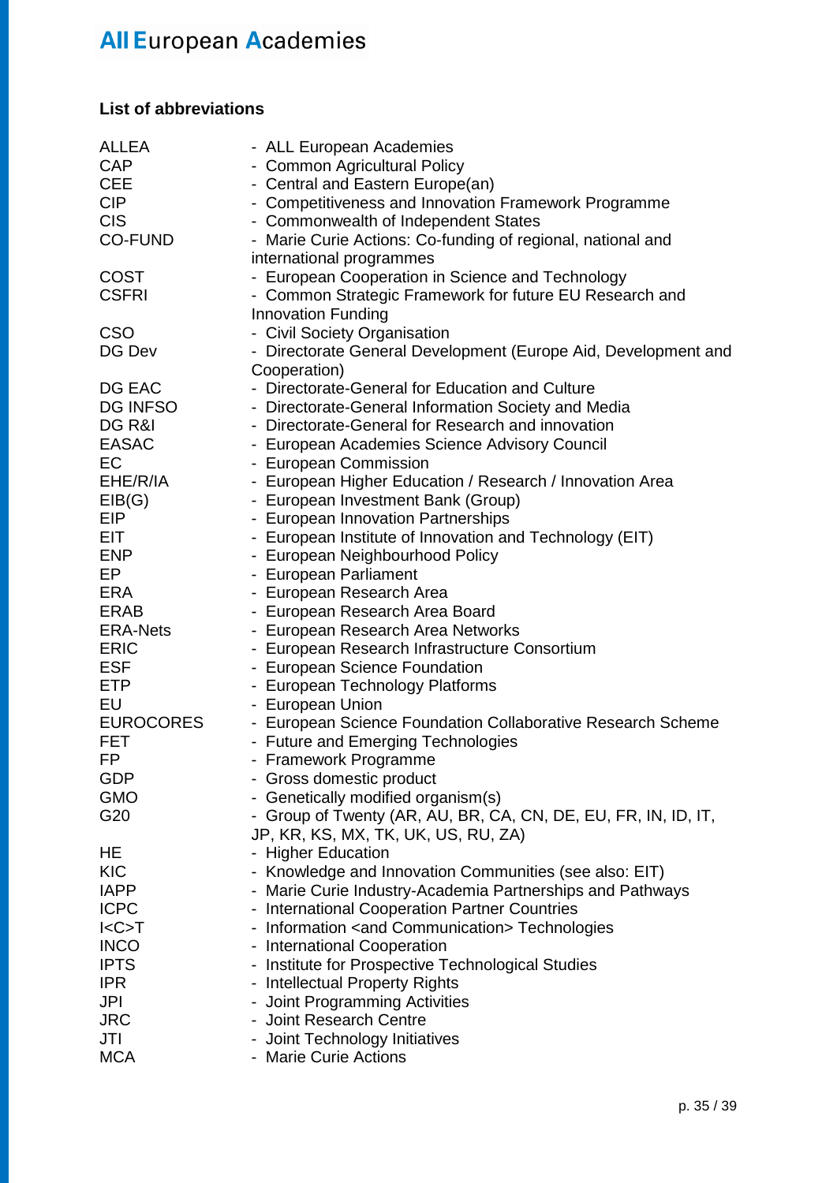### List of abbreviations

| | |
|---|---|
| ALLEA | - ALL European Academies |
| CAP | - Common Agricultural Policy |
| CEE | - Central and Eastern Europe(an) |
| CIP | - Competitiveness and Innovation Framework Programme |
| CIS | - Commonwealth of Independent States |
| CO-FUND | - Marie Curie Actions: Co-funding of regional, national and international programmes |
| COST | - European Cooperation in Science and Technology |
| CSFRI | - Common Strategic Framework for future EU Research and Innovation Funding |
| CSO | - Civil Society Organisation |
| DG Dev | - Directorate General Development (Europe Aid, Development and Cooperation) |
| DG EAC | - Directorate-General for Education and Culture |
| DG INFSO | - Directorate-General Information Society and Media |
| DG R&I | - Directorate-General for Research and innovation |
| EASAC | - European Academies Science Advisory Council |
| EC | - European Commission |
| EHE/R/IA | - European Higher Education / Research / Innovation Area |
| EIB(G) | - European Investment Bank (Group) |
| EIP | - European Innovation Partnerships |
| EIT | - European Institute of Innovation and Technology (EIT) |
| ENP | - European Neighbourhood Policy |
| EP | - European Parliament |
| ERA | - European Research Area |
| ERAB | - European Research Area Board |
| ERA-Nets | - European Research Area Networks |
| ERIC | - European Research Infrastructure Consortium |
| ESF | - European Science Foundation |
| ETP | - European Technology Platforms |
| EU | - European Union |
| EUROCORES | - European Science Foundation Collaborative Research Scheme |
| FET | - Future and Emerging Technologies |
| FP | - Framework Programme |
| GDP | - Gross domestic product |
| GMO | - Genetically modified organism(s) |
| G20 | - Group of Twenty (AR, AU, BR, CA, CN, DE, EU, FR, IN, ID, IT, JP, KR, KS, MX, TK, UK, US, RU, ZA) |
| HE | - Higher Education |
| KIC | - Knowledge and Innovation Communities (see also: EIT) |
| IAPP | - Marie Curie Industry-Academia Partnerships and Pathways |
| ICPC | - International Cooperation Partner Countries |
| I<C>T | - Information <and Communication> Technologies |
| INCO | - International Cooperation |
| IPTS | - Institute for Prospective Technological Studies |
| IPR | - Intellectual Property Rights |
| JPI | - Joint Programming Activities |
| JRC | - Joint Research Centre |
| JTI | - Joint Technology Initiatives |
| MCA | - Marie Curie Actions |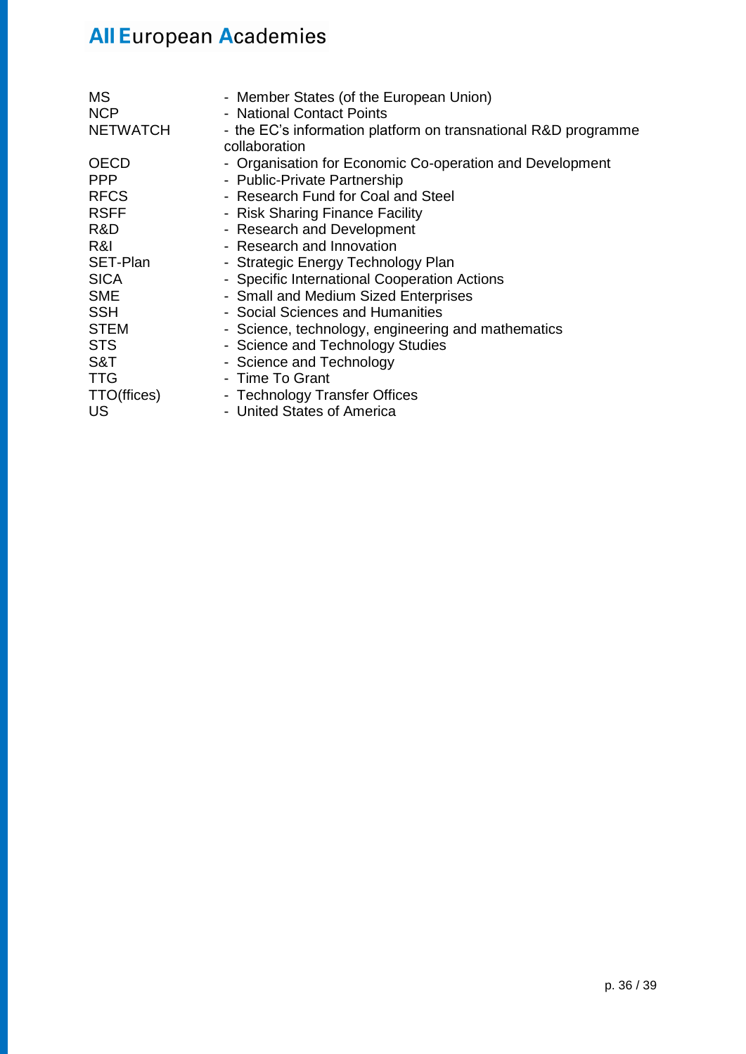| | |
|---|---|
| MS | - Member States (of the European Union) |
| NCP | - National Contact Points |
| NETWATCH | - the EC’s information platform on transnational R&D programme collaboration |
| OECD | - Organisation for Economic Co-operation and Development |
| PPP | - Public-Private Partnership |
| RFCS | - Research Fund for Coal and Steel |
| RSFF | - Risk Sharing Finance Facility |
| R&D | - Research and Development |
| R&I | - Research and Innovation |
| SET-Plan | - Strategic Energy Technology Plan |
| SICA | - Specific International Cooperation Actions |
| SME | - Small and Medium Sized Enterprises |
| SSH | - Social Sciences and Humanities |
| STEM | - Science, technology, engineering and mathematics |
| STS | - Science and Technology Studies |
| S&T | - Science and Technology |
| TTG | - Time To Grant |
| TTO(ffices) | - Technology Transfer Offices |
| US | - United States of America |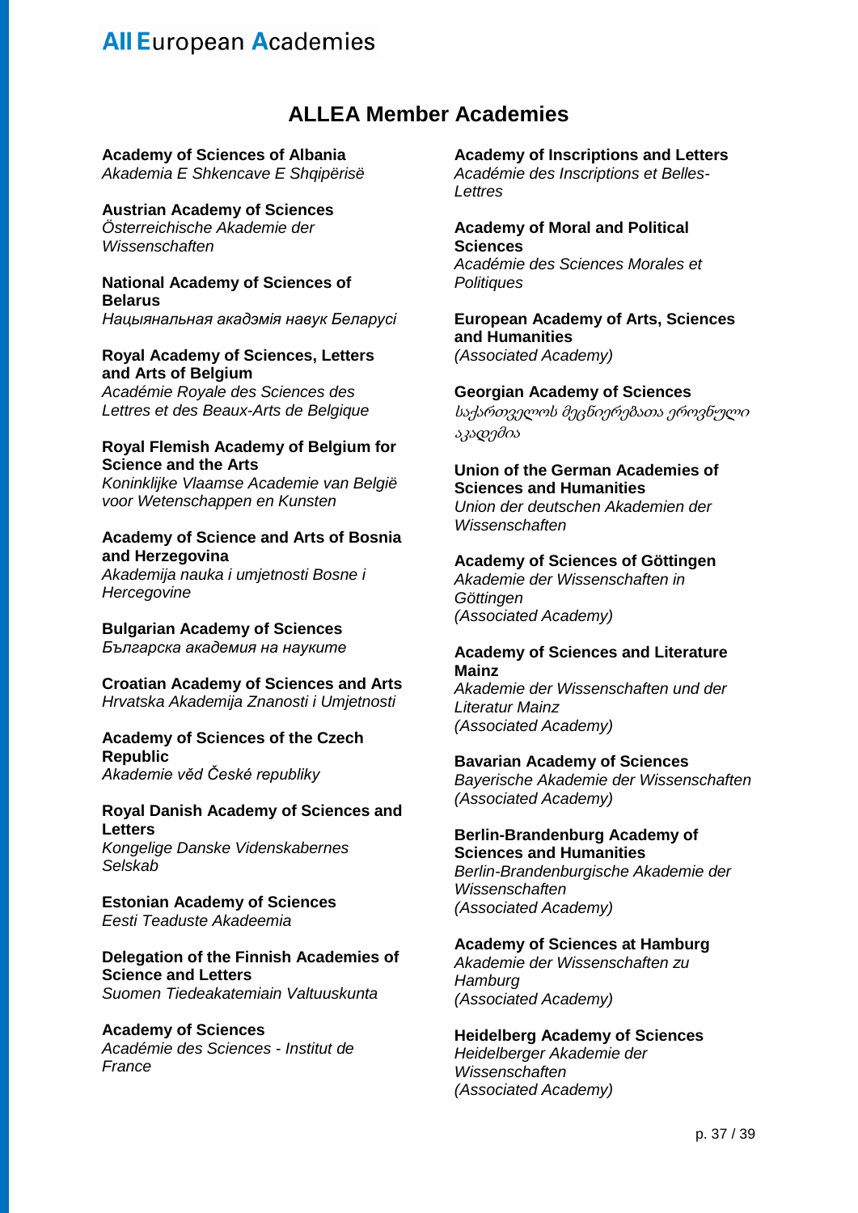## ALLEA Member Academies

**Academy of Sciences of Albania**
*Akademia E Shkencave E Shqipërisë*

**Austrian Academy of Sciences**
*Österreichische Akademie der Wissenschaften*

**National Academy of Sciences of Belarus**
*Нацыянальная акадэмія навук Беларусі*

**Royal Academy of Sciences, Letters and Arts of Belgium**
*Académie Royale des Sciences des Lettres et des Beaux-Arts de Belgique*

**Royal Flemish Academy of Belgium for Science and the Arts**
*Koninklijke Vlaamse Academie van België voor Wetenschappen en Kunsten*

**Academy of Science and Arts of Bosnia and Herzegovina**
*Akademija nauka i umjetnosti Bosne i Hercegovine*

**Bulgarian Academy of Sciences**
*Българска академия на науките*

**Croatian Academy of Sciences and Arts**
*Hrvatska Akademija Znanosti i Umjetnosti*

**Academy of Sciences of the Czech Republic**
*Akademie věd České republiky*

**Royal Danish Academy of Sciences and Letters**
*Kongelige Danske Videnskabernes Selskab*

**Estonian Academy of Sciences**
*Eesti Teaduste Akadeemia*

**Delegation of the Finnish Academies of Science and Letters**
*Suomen Tiedeakatemiain Valtuuskunta*

**Academy of Sciences**
*Académie des Sciences - Institut de France*

**Academy of Inscriptions and Letters**
*Académie des Inscriptions et Belles-Lettres*

**Academy of Moral and Political Sciences**
*Académie des Sciences Morales et Politiques*

**European Academy of Arts, Sciences and Humanities**
*(Associated Academy)*

**Georgian Academy of Sciences**
*საქართველოს მეცნიერებათა ეროვნული აკადემია*

**Union of the German Academies of Sciences and Humanities**
*Union der deutschen Akademien der Wissenschaften*

**Academy of Sciences of Göttingen**
*Akademie der Wissenschaften in Göttingen*
*(Associated Academy)*

**Academy of Sciences and Literature Mainz**
*Akademie der Wissenschaften und der Literatur Mainz*
*(Associated Academy)*

**Bavarian Academy of Sciences**
*Bayerische Akademie der Wissenschaften*
*(Associated Academy)*

**Berlin-Brandenburg Academy of Sciences and Humanities**
*Berlin-Brandenburgische Akademie der Wissenschaften*
*(Associated Academy)*

**Academy of Sciences at Hamburg**
*Akademie der Wissenschaften zu Hamburg*
*(Associated Academy)*

**Heidelberg Academy of Sciences**
*Heidelberger Akademie der Wissenschaften*
*(Associated Academy)*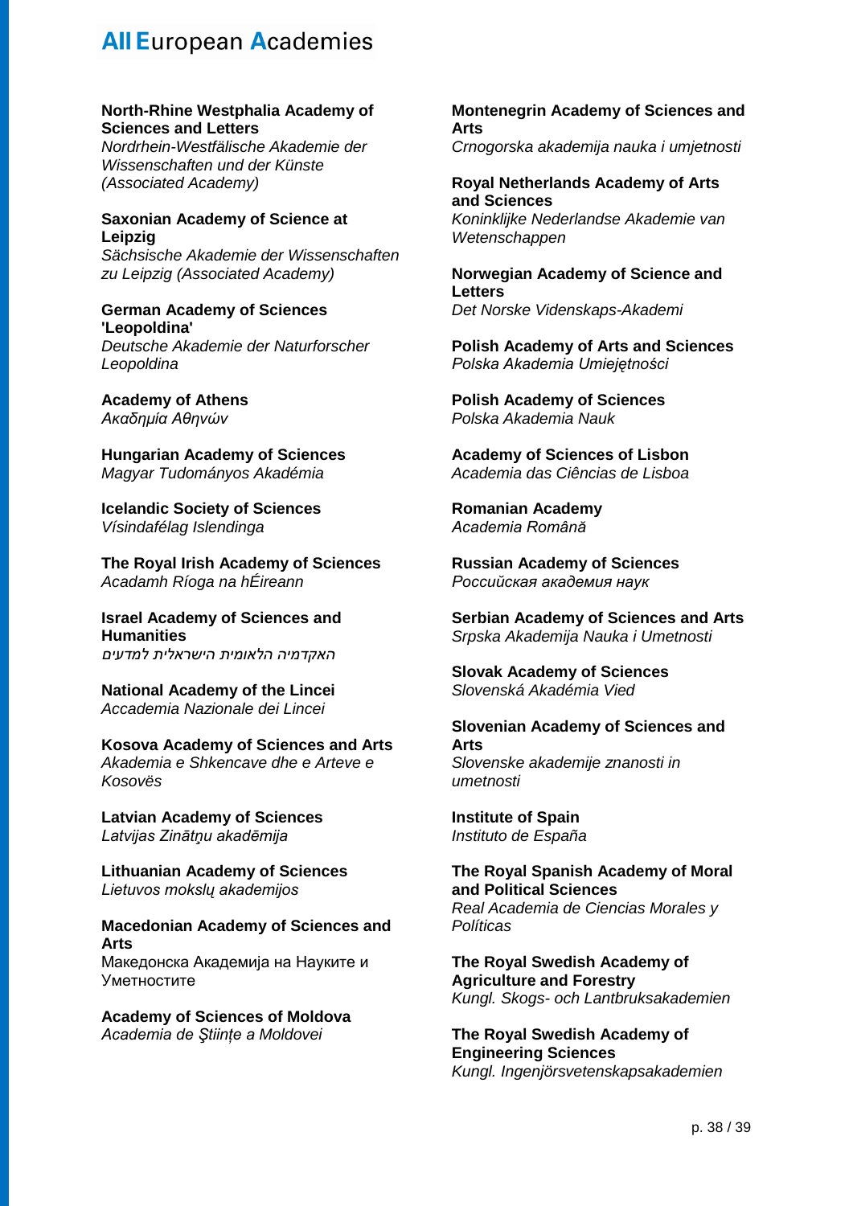**North-Rhine Westphalia Academy of Sciences and Letters**
*Nordrhein-Westfälische Akademie der Wissenschaften und der Künste (Associated Academy)*

**Saxonian Academy of Science at Leipzig**
*Sächsische Akademie der Wissenschaften zu Leipzig (Associated Academy)*

**German Academy of Sciences 'Leopoldina'**
*Deutsche Akademie der Naturforscher Leopoldina*

**Academy of Athens**
*Ακαδημία Αθηνών*

**Hungarian Academy of Sciences**
*Magyar Tudományos Akadémia*

**Icelandic Society of Sciences**
*Vísindafélag Islendinga*

**The Royal Irish Academy of Sciences**
*Acadamh Ríoga na hÉireann*

**Israel Academy of Sciences and Humanities**
*האקדמיה הלאומית הישראלית למדעים*

**National Academy of the Lincei**
*Accademia Nazionale dei Lincei*

**Kosova Academy of Sciences and Arts**
*Akademia e Shkencave dhe e Arteve e Kosovës*

**Latvian Academy of Sciences**
*Latvijas Zinātņu akadēmija*

**Lithuanian Academy of Sciences**
*Lietuvos mokslų akademijos*

**Macedonian Academy of Sciences and Arts**
Македонска Академија на Науките и Уметностите

**Academy of Sciences of Moldova**
*Academia de Ştiințe a Moldovei*

**Montenegrin Academy of Sciences and Arts**
*Crnogorska akademija nauka i umjetnosti*

**Royal Netherlands Academy of Arts and Sciences**
*Koninklijke Nederlandse Akademie van Wetenschappen*

**Norwegian Academy of Science and Letters**
*Det Norske Videnskaps-Akademi*

**Polish Academy of Arts and Sciences**
*Polska Akademia Umiejętności*

**Polish Academy of Sciences**
*Polska Akademia Nauk*

**Academy of Sciences of Lisbon**
*Academia das Ciências de Lisboa*

**Romanian Academy**
*Academia Română*

**Russian Academy of Sciences**
*Российская академия наук*

**Serbian Academy of Sciences and Arts**
*Srpska Akademija Nauka i Umetnosti*

**Slovak Academy of Sciences**
*Slovenská Akadémia Vied*

**Slovenian Academy of Sciences and Arts**
*Slovenske akademije znanosti in umetnosti*

**Institute of Spain**
*Instituto de España*

**The Royal Spanish Academy of Moral and Political Sciences**
*Real Academia de Ciencias Morales y Políticas*

**The Royal Swedish Academy of Agriculture and Forestry**
*Kungl. Skogs- och Lantbruksakademien*

**The Royal Swedish Academy of Engineering Sciences**
*Kungl. Ingenjörsvetenskapsakademien*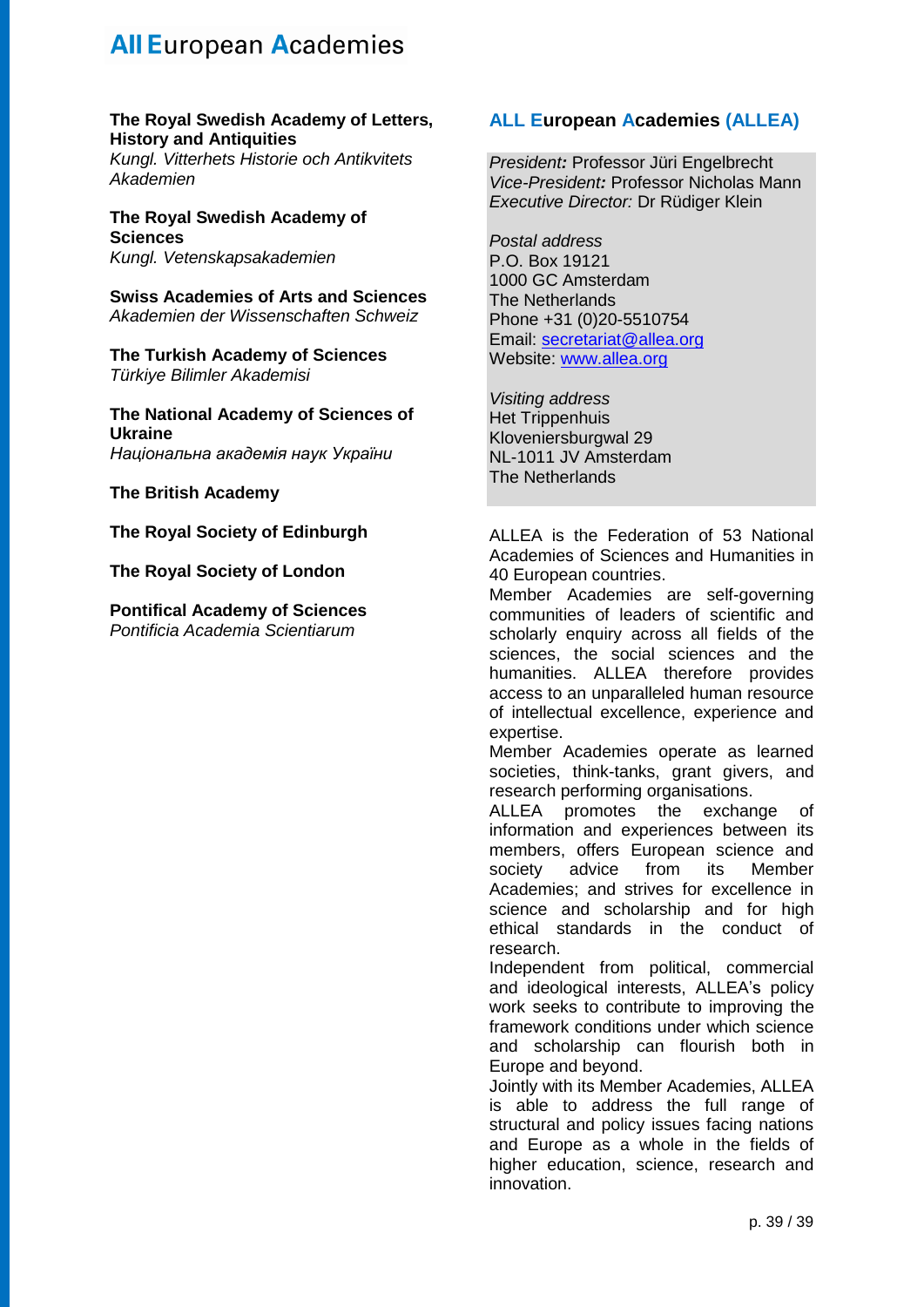**The Royal Swedish Academy of Letters, History and Antiquities**
*Kungl. Vitterhets Historie och Antikvitets Akademien*

**The Royal Swedish Academy of Sciences**
*Kungl. Vetenskapsakademien*

**Swiss Academies of Arts and Sciences**
*Akademien der Wissenschaften Schweiz*

**The Turkish Academy of Sciences**
*Türkiye Bilimler Akademisi*

**The National Academy of Sciences of Ukraine**
*Національна академія наук України*

**The British Academy**

**The Royal Society of Edinburgh**

**The Royal Society of London**

**Pontifical Academy of Sciences**
*Pontificia Academia Scientiarum*

## ALL European Academies (ALLEA)

*President:* Professor Jüri Engelbrecht
*Vice-President:* Professor Nicholas Mann
*Executive Director:* Dr Rüdiger Klein

*Postal address*
P.O. Box 19121
1000 GC Amsterdam
The Netherlands
Phone +31 (0)20-5510754
Email: secretariat@allea.org
Website: www.allea.org

*Visiting address*
Het Trippenhuis
Kloveniersburgwal 29
NL-1011 JV Amsterdam
The Netherlands

ALLEA is the Federation of 53 National Academies of Sciences and Humanities in 40 European countries.

Member Academies are self-governing communities of leaders of scientific and scholarly enquiry across all fields of the sciences, the social sciences and the humanities. ALLEA therefore provides access to an unparalleled human resource of intellectual excellence, experience and expertise.

Member Academies operate as learned societies, think-tanks, grant givers, and research performing organisations.

ALLEA promotes the exchange of information and experiences between its members, offers European science and society advice from its Member Academies; and strives for excellence in science and scholarship and for high ethical standards in the conduct of research.

Independent from political, commercial and ideological interests, ALLEA's policy work seeks to contribute to improving the framework conditions under which science and scholarship can flourish both in Europe and beyond.

Jointly with its Member Academies, ALLEA is able to address the full range of structural and policy issues facing nations and Europe as a whole in the fields of higher education, science, research and innovation.